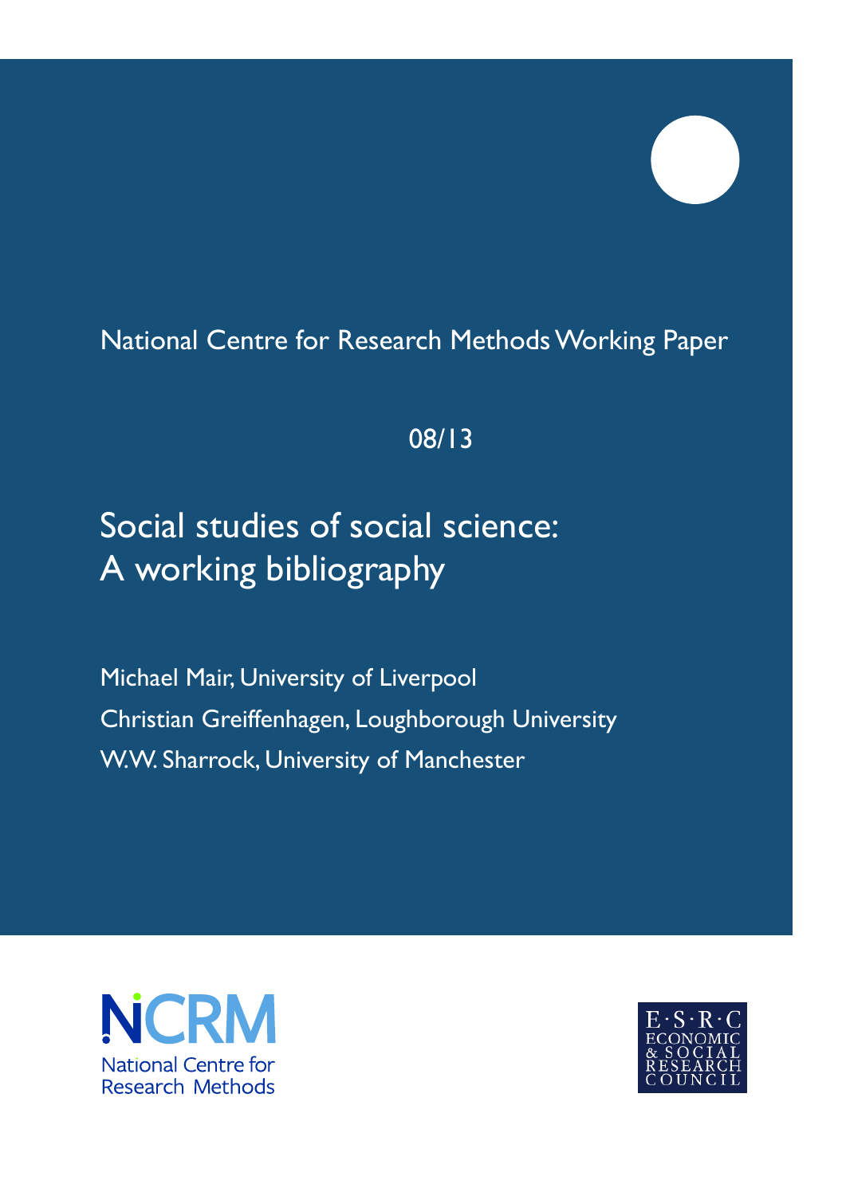National Centre for Research Methods Working Paper

08/13

# Social studies of social science: A working bibliography

Michael Mair, University of Liverpool

Christian Greiffenhagen, Loughborough University

W.W. Sharrock, University of Manchester

NCRM National Centre for Research Methods

E·S·R·C ECONOMIC & SOCIAL RESEARCH COUNCIL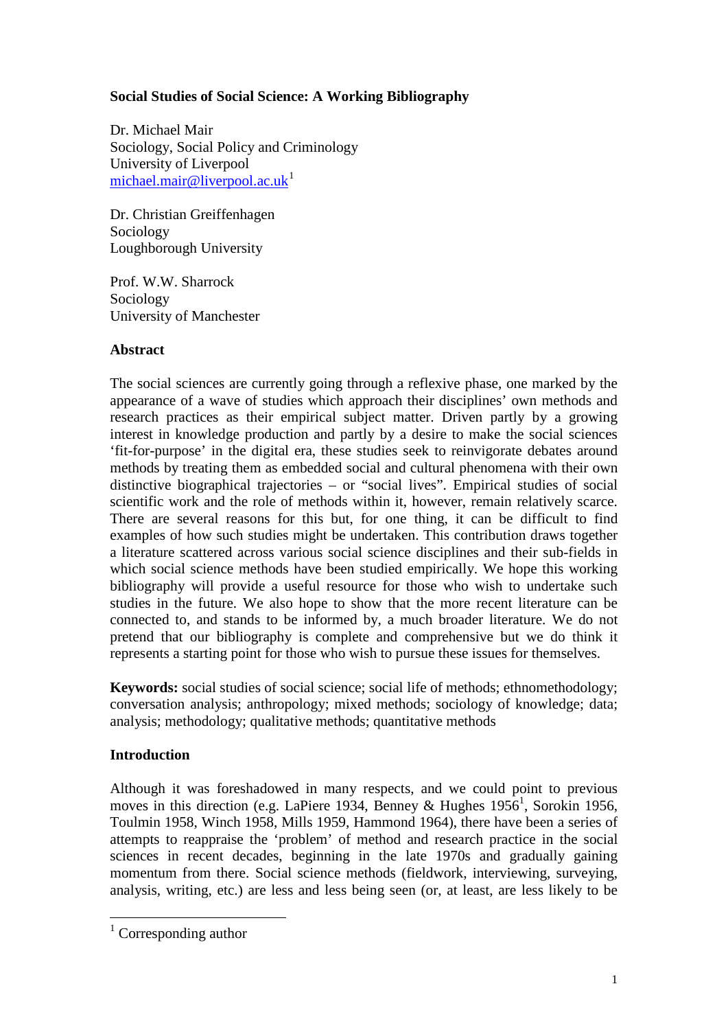**Social Studies of Social Science: A Working Bibliography**

Dr. Michael Mair
Sociology, Social Policy and Criminology
University of Liverpool
michael.mair@liverpool.ac.uk[1]

Dr. Christian Greiffenhagen
Sociology
Loughborough University

Prof. W.W. Sharrock
Sociology
University of Manchester

**Abstract**

The social sciences are currently going through a reflexive phase, one marked by the appearance of a wave of studies which approach their disciplines' own methods and research practices as their empirical subject matter. Driven partly by a growing interest in knowledge production and partly by a desire to make the social sciences 'fit-for-purpose' in the digital era, these studies seek to reinvigorate debates around methods by treating them as embedded social and cultural phenomena with their own distinctive biographical trajectories – or "social lives". Empirical studies of social scientific work and the role of methods within it, however, remain relatively scarce. There are several reasons for this but, for one thing, it can be difficult to find examples of how such studies might be undertaken. This contribution draws together a literature scattered across various social science disciplines and their sub-fields in which social science methods have been studied empirically. We hope this working bibliography will provide a useful resource for those who wish to undertake such studies in the future. We also hope to show that the more recent literature can be connected to, and stands to be informed by, a much broader literature. We do not pretend that our bibliography is complete and comprehensive but we do think it represents a starting point for those who wish to pursue these issues for themselves.

**Keywords:** social studies of social science; social life of methods; ethnomethodology; conversation analysis; anthropology; mixed methods; sociology of knowledge; data; analysis; methodology; qualitative methods; quantitative methods

**Introduction**

Although it was foreshadowed in many respects, and we could point to previous moves in this direction (e.g. LaPiere 1934, Benney & Hughes 1956[1], Sorokin 1956, Toulmin 1958, Winch 1958, Mills 1959, Hammond 1964), there have been a series of attempts to reappraise the 'problem' of method and research practice in the social sciences in recent decades, beginning in the late 1970s and gradually gaining momentum from there. Social science methods (fieldwork, interviewing, surveying, analysis, writing, etc.) are less and less being seen (or, at least, are less likely to be

[1] Corresponding author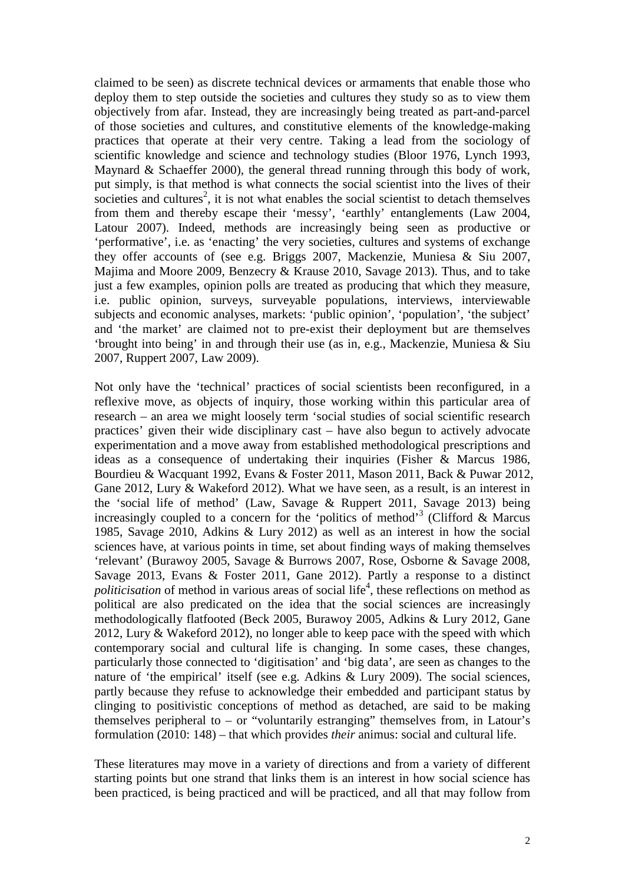claimed to be seen) as discrete technical devices or armaments that enable those who deploy them to step outside the societies and cultures they study so as to view them objectively from afar. Instead, they are increasingly being treated as part-and-parcel of those societies and cultures, and constitutive elements of the knowledge-making practices that operate at their very centre. Taking a lead from the sociology of scientific knowledge and science and technology studies (Bloor 1976, Lynch 1993, Maynard & Schaeffer 2000), the general thread running through this body of work, put simply, is that method is what connects the social scientist into the lives of their societies and cultures[2], it is not what enables the social scientist to detach themselves from them and thereby escape their 'messy', 'earthly' entanglements (Law 2004, Latour 2007). Indeed, methods are increasingly being seen as productive or 'performative', i.e. as 'enacting' the very societies, cultures and systems of exchange they offer accounts of (see e.g. Briggs 2007, Mackenzie, Muniesa & Siu 2007, Majima and Moore 2009, Benzecry & Krause 2010, Savage 2013). Thus, and to take just a few examples, opinion polls are treated as producing that which they measure, i.e. public opinion, surveys, surveyable populations, interviews, interviewable subjects and economic analyses, markets: 'public opinion', 'population', 'the subject' and 'the market' are claimed not to pre-exist their deployment but are themselves 'brought into being' in and through their use (as in, e.g., Mackenzie, Muniesa & Siu 2007, Ruppert 2007, Law 2009).

Not only have the 'technical' practices of social scientists been reconfigured, in a reflexive move, as objects of inquiry, those working within this particular area of research – an area we might loosely term 'social studies of social scientific research practices' given their wide disciplinary cast – have also begun to actively advocate experimentation and a move away from established methodological prescriptions and ideas as a consequence of undertaking their inquiries (Fisher & Marcus 1986, Bourdieu & Wacquant 1992, Evans & Foster 2011, Mason 2011, Back & Puwar 2012, Gane 2012, Lury & Wakeford 2012). What we have seen, as a result, is an interest in the 'social life of method' (Law, Savage & Ruppert 2011, Savage 2013) being increasingly coupled to a concern for the 'politics of method'[3] (Clifford & Marcus 1985, Savage 2010, Adkins & Lury 2012) as well as an interest in how the social sciences have, at various points in time, set about finding ways of making themselves 'relevant' (Burawoy 2005, Savage & Burrows 2007, Rose, Osborne & Savage 2008, Savage 2013, Evans & Foster 2011, Gane 2012). Partly a response to a distinct *politicisation* of method in various areas of social life[4], these reflections on method as political are also predicated on the idea that the social sciences are increasingly methodologically flatfooted (Beck 2005, Burawoy 2005, Adkins & Lury 2012, Gane 2012, Lury & Wakeford 2012), no longer able to keep pace with the speed with which contemporary social and cultural life is changing. In some cases, these changes, particularly those connected to 'digitisation' and 'big data', are seen as changes to the nature of 'the empirical' itself (see e.g. Adkins & Lury 2009). The social sciences, partly because they refuse to acknowledge their embedded and participant status by clinging to positivistic conceptions of method as detached, are said to be making themselves peripheral to – or "voluntarily estranging" themselves from, in Latour's formulation (2010: 148) – that which provides *their* animus: social and cultural life.

These literatures may move in a variety of directions and from a variety of different starting points but one strand that links them is an interest in how social science has been practiced, is being practiced and will be practiced, and all that may follow from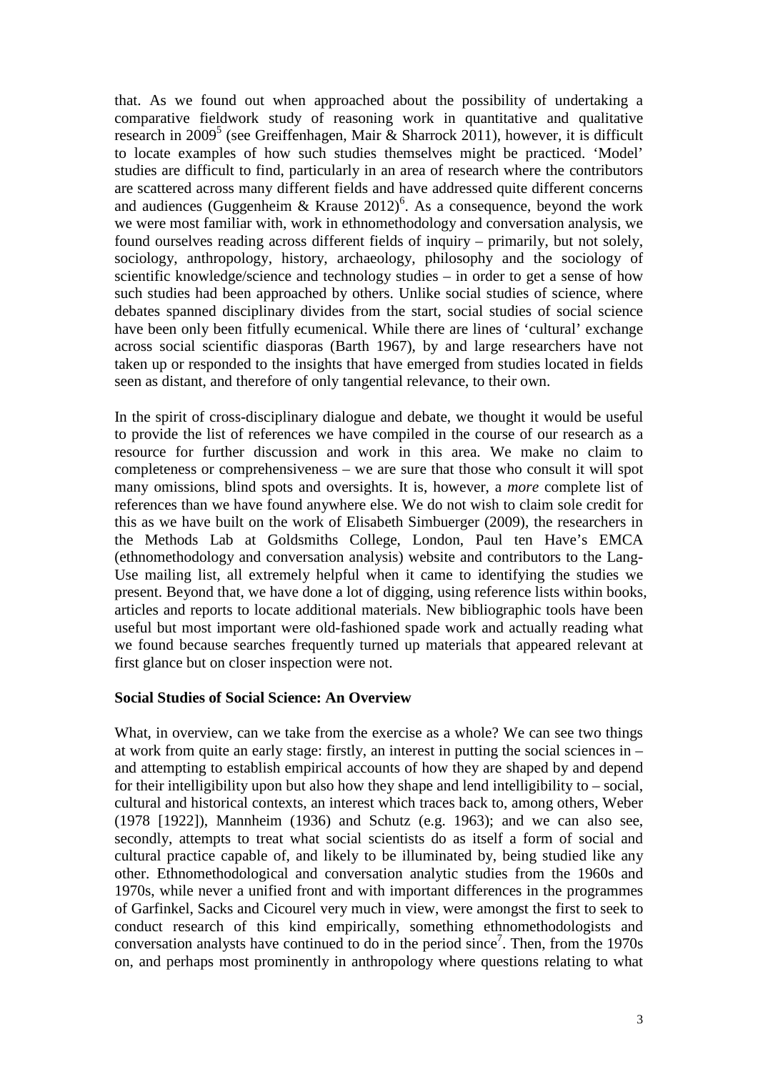that. As we found out when approached about the possibility of undertaking a comparative fieldwork study of reasoning work in quantitative and qualitative research in 2009[5] (see Greiffenhagen, Mair & Sharrock 2011), however, it is difficult to locate examples of how such studies themselves might be practiced. 'Model' studies are difficult to find, particularly in an area of research where the contributors are scattered across many different fields and have addressed quite different concerns and audiences (Guggenheim & Krause 2012)[6]. As a consequence, beyond the work we were most familiar with, work in ethnomethodology and conversation analysis, we found ourselves reading across different fields of inquiry – primarily, but not solely, sociology, anthropology, history, archaeology, philosophy and the sociology of scientific knowledge/science and technology studies – in order to get a sense of how such studies had been approached by others. Unlike social studies of science, where debates spanned disciplinary divides from the start, social studies of social science have been only been fitfully ecumenical. While there are lines of 'cultural' exchange across social scientific diasporas (Barth 1967), by and large researchers have not taken up or responded to the insights that have emerged from studies located in fields seen as distant, and therefore of only tangential relevance, to their own.

In the spirit of cross-disciplinary dialogue and debate, we thought it would be useful to provide the list of references we have compiled in the course of our research as a resource for further discussion and work in this area. We make no claim to completeness or comprehensiveness – we are sure that those who consult it will spot many omissions, blind spots and oversights. It is, however, a *more* complete list of references than we have found anywhere else. We do not wish to claim sole credit for this as we have built on the work of Elisabeth Simbuerger (2009), the researchers in the Methods Lab at Goldsmiths College, London, Paul ten Have's EMCA (ethnomethodology and conversation analysis) website and contributors to the Lang-Use mailing list, all extremely helpful when it came to identifying the studies we present. Beyond that, we have done a lot of digging, using reference lists within books, articles and reports to locate additional materials. New bibliographic tools have been useful but most important were old-fashioned spade work and actually reading what we found because searches frequently turned up materials that appeared relevant at first glance but on closer inspection were not.

**Social Studies of Social Science: An Overview**

What, in overview, can we take from the exercise as a whole? We can see two things at work from quite an early stage: firstly, an interest in putting the social sciences in – and attempting to establish empirical accounts of how they are shaped by and depend for their intelligibility upon but also how they shape and lend intelligibility to – social, cultural and historical contexts, an interest which traces back to, among others, Weber (1978 [1922]), Mannheim (1936) and Schutz (e.g. 1963); and we can also see, secondly, attempts to treat what social scientists do as itself a form of social and cultural practice capable of, and likely to be illuminated by, being studied like any other. Ethnomethodological and conversation analytic studies from the 1960s and 1970s, while never a unified front and with important differences in the programmes of Garfinkel, Sacks and Cicourel very much in view, were amongst the first to seek to conduct research of this kind empirically, something ethnomethodologists and conversation analysts have continued to do in the period since[7]. Then, from the 1970s on, and perhaps most prominently in anthropology where questions relating to what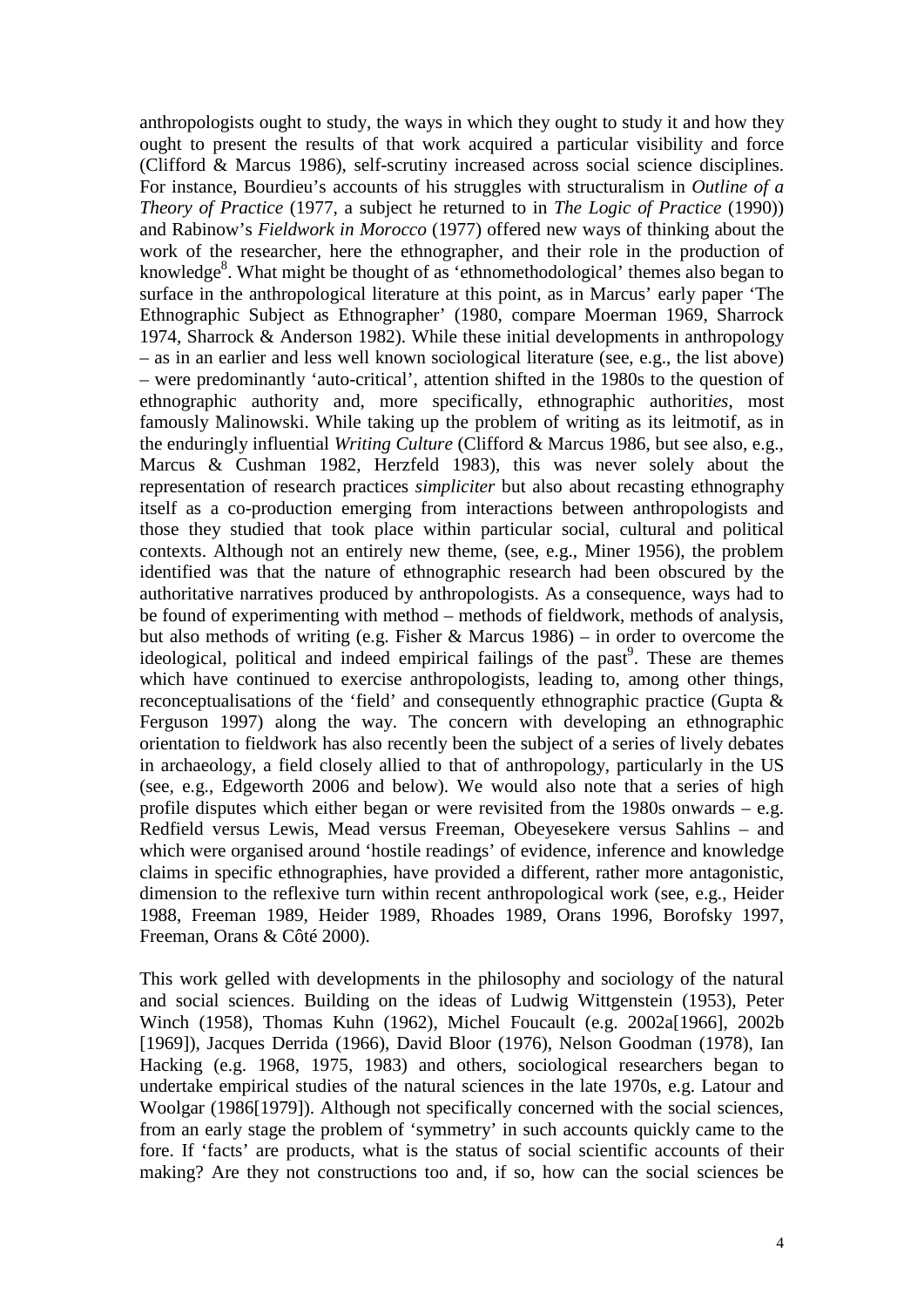anthropologists ought to study, the ways in which they ought to study it and how they ought to present the results of that work acquired a particular visibility and force (Clifford & Marcus 1986), self-scrutiny increased across social science disciplines. For instance, Bourdieu's accounts of his struggles with structuralism in *Outline of a Theory of Practice* (1977, a subject he returned to in *The Logic of Practice* (1990)) and Rabinow's *Fieldwork in Morocco* (1977) offered new ways of thinking about the work of the researcher, here the ethnographer, and their role in the production of knowledge[8]. What might be thought of as 'ethnomethodological' themes also began to surface in the anthropological literature at this point, as in Marcus' early paper 'The Ethnographic Subject as Ethnographer' (1980, compare Moerman 1969, Sharrock 1974, Sharrock & Anderson 1982). While these initial developments in anthropology – as in an earlier and less well known sociological literature (see, e.g., the list above) – were predominantly 'auto-critical', attention shifted in the 1980s to the question of ethnographic authority and, more specifically, ethnographic authorit*ies*, most famously Malinowski. While taking up the problem of writing as its leitmotif, as in the enduringly influential *Writing Culture* (Clifford & Marcus 1986, but see also, e.g., Marcus & Cushman 1982, Herzfeld 1983), this was never solely about the representation of research practices *simpliciter* but also about recasting ethnography itself as a co-production emerging from interactions between anthropologists and those they studied that took place within particular social, cultural and political contexts. Although not an entirely new theme, (see, e.g., Miner 1956), the problem identified was that the nature of ethnographic research had been obscured by the authoritative narratives produced by anthropologists. As a consequence, ways had to be found of experimenting with method – methods of fieldwork, methods of analysis, but also methods of writing (e.g. Fisher & Marcus 1986) – in order to overcome the ideological, political and indeed empirical failings of the past[9]. These are themes which have continued to exercise anthropologists, leading to, among other things, reconceptualisations of the 'field' and consequently ethnographic practice (Gupta & Ferguson 1997) along the way. The concern with developing an ethnographic orientation to fieldwork has also recently been the subject of a series of lively debates in archaeology, a field closely allied to that of anthropology, particularly in the US (see, e.g., Edgeworth 2006 and below). We would also note that a series of high profile disputes which either began or were revisited from the 1980s onwards – e.g. Redfield versus Lewis, Mead versus Freeman, Obeyesekere versus Sahlins – and which were organised around 'hostile readings' of evidence, inference and knowledge claims in specific ethnographies, have provided a different, rather more antagonistic, dimension to the reflexive turn within recent anthropological work (see, e.g., Heider 1988, Freeman 1989, Heider 1989, Rhoades 1989, Orans 1996, Borofsky 1997, Freeman, Orans & Côté 2000).

This work gelled with developments in the philosophy and sociology of the natural and social sciences. Building on the ideas of Ludwig Wittgenstein (1953), Peter Winch (1958), Thomas Kuhn (1962), Michel Foucault (e.g. 2002a[1966], 2002b [1969]), Jacques Derrida (1966), David Bloor (1976), Nelson Goodman (1978), Ian Hacking (e.g. 1968, 1975, 1983) and others, sociological researchers began to undertake empirical studies of the natural sciences in the late 1970s, e.g. Latour and Woolgar (1986[1979]). Although not specifically concerned with the social sciences, from an early stage the problem of 'symmetry' in such accounts quickly came to the fore. If 'facts' are products, what is the status of social scientific accounts of their making? Are they not constructions too and, if so, how can the social sciences be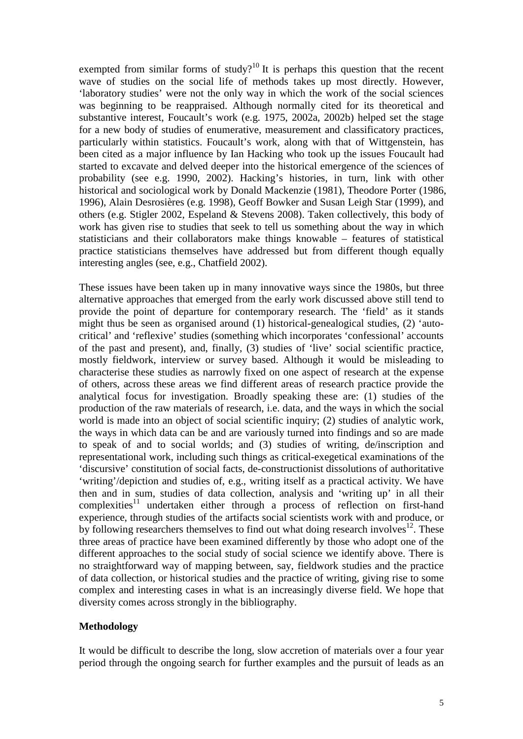exempted from similar forms of study?[10] It is perhaps this question that the recent wave of studies on the social life of methods takes up most directly. However, 'laboratory studies' were not the only way in which the work of the social sciences was beginning to be reappraised. Although normally cited for its theoretical and substantive interest, Foucault's work (e.g. 1975, 2002a, 2002b) helped set the stage for a new body of studies of enumerative, measurement and classificatory practices, particularly within statistics. Foucault's work, along with that of Wittgenstein, has been cited as a major influence by Ian Hacking who took up the issues Foucault had started to excavate and delved deeper into the historical emergence of the sciences of probability (see e.g. 1990, 2002). Hacking's histories, in turn, link with other historical and sociological work by Donald Mackenzie (1981), Theodore Porter (1986, 1996), Alain Desrosières (e.g. 1998), Geoff Bowker and Susan Leigh Star (1999), and others (e.g. Stigler 2002, Espeland & Stevens 2008). Taken collectively, this body of work has given rise to studies that seek to tell us something about the way in which statisticians and their collaborators make things knowable – features of statistical practice statisticians themselves have addressed but from different though equally interesting angles (see, e.g., Chatfield 2002).

These issues have been taken up in many innovative ways since the 1980s, but three alternative approaches that emerged from the early work discussed above still tend to provide the point of departure for contemporary research. The 'field' as it stands might thus be seen as organised around (1) historical-genealogical studies, (2) 'auto-critical' and 'reflexive' studies (something which incorporates 'confessional' accounts of the past and present), and, finally, (3) studies of 'live' social scientific practice, mostly fieldwork, interview or survey based. Although it would be misleading to characterise these studies as narrowly fixed on one aspect of research at the expense of others, across these areas we find different areas of research practice provide the analytical focus for investigation. Broadly speaking these are: (1) studies of the production of the raw materials of research, i.e. data, and the ways in which the social world is made into an object of social scientific inquiry; (2) studies of analytic work, the ways in which data can be and are variously turned into findings and so are made to speak of and to social worlds; and (3) studies of writing, de/inscription and representational work, including such things as critical-exegetical examinations of the 'discursive' constitution of social facts, de-constructionist dissolutions of authoritative 'writing'/depiction and studies of, e.g., writing itself as a practical activity. We have then and in sum, studies of data collection, analysis and 'writing up' in all their complexities[11] undertaken either through a process of reflection on first-hand experience, through studies of the artifacts social scientists work with and produce, or by following researchers themselves to find out what doing research involves[12]. These three areas of practice have been examined differently by those who adopt one of the different approaches to the social study of social science we identify above. There is no straightforward way of mapping between, say, fieldwork studies and the practice of data collection, or historical studies and the practice of writing, giving rise to some complex and interesting cases in what is an increasingly diverse field. We hope that diversity comes across strongly in the bibliography.

## Methodology

It would be difficult to describe the long, slow accretion of materials over a four year period through the ongoing search for further examples and the pursuit of leads as an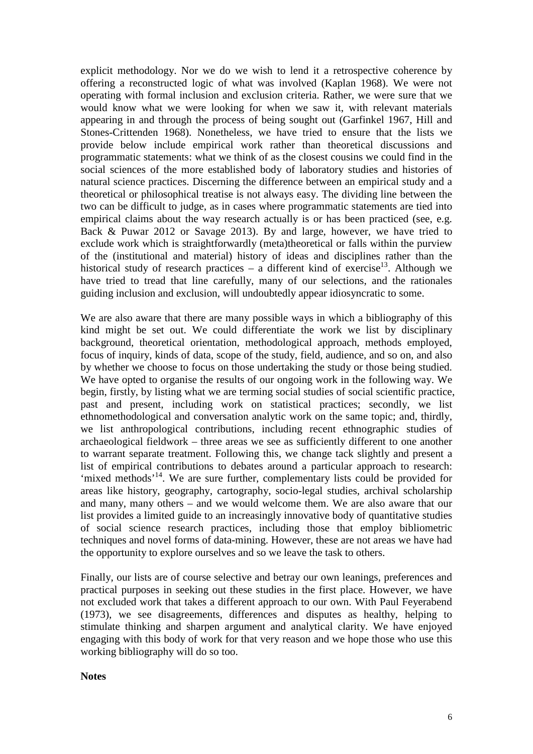explicit methodology. Nor we do we wish to lend it a retrospective coherence by offering a reconstructed logic of what was involved (Kaplan 1968). We were not operating with formal inclusion and exclusion criteria. Rather, we were sure that we would know what we were looking for when we saw it, with relevant materials appearing in and through the process of being sought out (Garfinkel 1967, Hill and Stones-Crittenden 1968). Nonetheless, we have tried to ensure that the lists we provide below include empirical work rather than theoretical discussions and programmatic statements: what we think of as the closest cousins we could find in the social sciences of the more established body of laboratory studies and histories of natural science practices. Discerning the difference between an empirical study and a theoretical or philosophical treatise is not always easy. The dividing line between the two can be difficult to judge, as in cases where programmatic statements are tied into empirical claims about the way research actually is or has been practiced (see, e.g. Back & Puwar 2012 or Savage 2013). By and large, however, we have tried to exclude work which is straightforwardly (meta)theoretical or falls within the purview of the (institutional and material) history of ideas and disciplines rather than the historical study of research practices – a different kind of exercise[13]. Although we have tried to tread that line carefully, many of our selections, and the rationales guiding inclusion and exclusion, will undoubtedly appear idiosyncratic to some.

We are also aware that there are many possible ways in which a bibliography of this kind might be set out. We could differentiate the work we list by disciplinary background, theoretical orientation, methodological approach, methods employed, focus of inquiry, kinds of data, scope of the study, field, audience, and so on, and also by whether we choose to focus on those undertaking the study or those being studied. We have opted to organise the results of our ongoing work in the following way. We begin, firstly, by listing what we are terming social studies of social scientific practice, past and present, including work on statistical practices; secondly, we list ethnomethodological and conversation analytic work on the same topic; and, thirdly, we list anthropological contributions, including recent ethnographic studies of archaeological fieldwork – three areas we see as sufficiently different to one another to warrant separate treatment. Following this, we change tack slightly and present a list of empirical contributions to debates around a particular approach to research: 'mixed methods'[14]. We are sure further, complementary lists could be provided for areas like history, geography, cartography, socio-legal studies, archival scholarship and many, many others – and we would welcome them. We are also aware that our list provides a limited guide to an increasingly innovative body of quantitative studies of social science research practices, including those that employ bibliometric techniques and novel forms of data-mining. However, these are not areas we have had the opportunity to explore ourselves and so we leave the task to others.

Finally, our lists are of course selective and betray our own leanings, preferences and practical purposes in seeking out these studies in the first place. However, we have not excluded work that takes a different approach to our own. With Paul Feyerabend (1973), we see disagreements, differences and disputes as healthy, helping to stimulate thinking and sharpen argument and analytical clarity. We have enjoyed engaging with this body of work for that very reason and we hope those who use this working bibliography will do so too.

**Notes**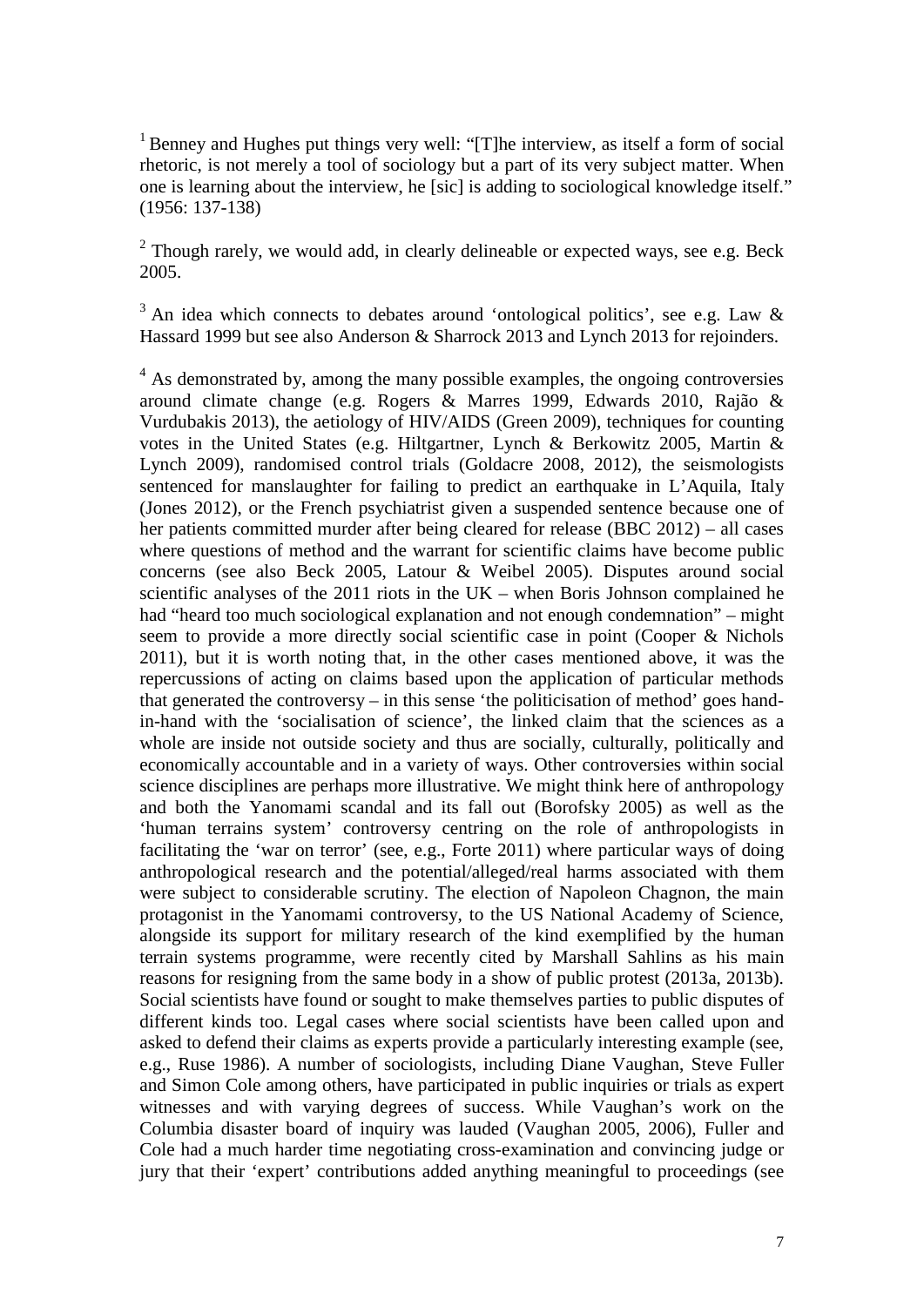[1] Benney and Hughes put things very well: "[T]he interview, as itself a form of social rhetoric, is not merely a tool of sociology but a part of its very subject matter. When one is learning about the interview, he [sic] is adding to sociological knowledge itself." (1956: 137-138)

[2] Though rarely, we would add, in clearly delineable or expected ways, see e.g. Beck 2005.

[3] An idea which connects to debates around 'ontological politics', see e.g. Law & Hassard 1999 but see also Anderson & Sharrock 2013 and Lynch 2013 for rejoinders.

[4] As demonstrated by, among the many possible examples, the ongoing controversies around climate change (e.g. Rogers & Marres 1999, Edwards 2010, Rajão & Vurdubakis 2013), the aetiology of HIV/AIDS (Green 2009), techniques for counting votes in the United States (e.g. Hiltgartner, Lynch & Berkowitz 2005, Martin & Lynch 2009), randomised control trials (Goldacre 2008, 2012), the seismologists sentenced for manslaughter for failing to predict an earthquake in L'Aquila, Italy (Jones 2012), or the French psychiatrist given a suspended sentence because one of her patients committed murder after being cleared for release (BBC 2012) – all cases where questions of method and the warrant for scientific claims have become public concerns (see also Beck 2005, Latour & Weibel 2005). Disputes around social scientific analyses of the 2011 riots in the UK – when Boris Johnson complained he had "heard too much sociological explanation and not enough condemnation" – might seem to provide a more directly social scientific case in point (Cooper & Nichols 2011), but it is worth noting that, in the other cases mentioned above, it was the repercussions of acting on claims based upon the application of particular methods that generated the controversy – in this sense 'the politicisation of method' goes hand-in-hand with the 'socialisation of science', the linked claim that the sciences as a whole are inside not outside society and thus are socially, culturally, politically and economically accountable and in a variety of ways. Other controversies within social science disciplines are perhaps more illustrative. We might think here of anthropology and both the Yanomami scandal and its fall out (Borofsky 2005) as well as the 'human terrains system' controversy centring on the role of anthropologists in facilitating the 'war on terror' (see, e.g., Forte 2011) where particular ways of doing anthropological research and the potential/alleged/real harms associated with them were subject to considerable scrutiny. The election of Napoleon Chagnon, the main protagonist in the Yanomami controversy, to the US National Academy of Science, alongside its support for military research of the kind exemplified by the human terrain systems programme, were recently cited by Marshall Sahlins as his main reasons for resigning from the same body in a show of public protest (2013a, 2013b). Social scientists have found or sought to make themselves parties to public disputes of different kinds too. Legal cases where social scientists have been called upon and asked to defend their claims as experts provide a particularly interesting example (see, e.g., Ruse 1986). A number of sociologists, including Diane Vaughan, Steve Fuller and Simon Cole among others, have participated in public inquiries or trials as expert witnesses and with varying degrees of success. While Vaughan's work on the Columbia disaster board of inquiry was lauded (Vaughan 2005, 2006), Fuller and Cole had a much harder time negotiating cross-examination and convincing judge or jury that their 'expert' contributions added anything meaningful to proceedings (see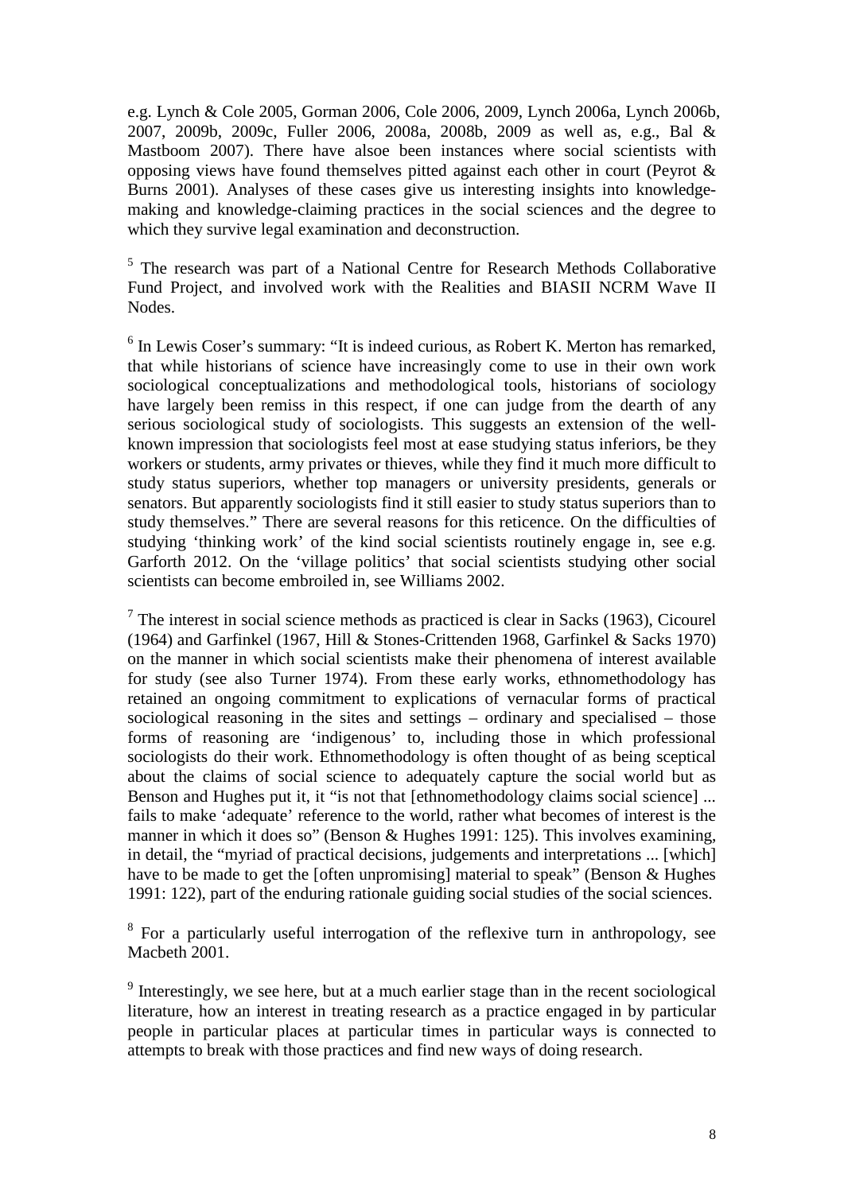e.g. Lynch & Cole 2005, Gorman 2006, Cole 2006, 2009, Lynch 2006a, Lynch 2006b, 2007, 2009b, 2009c, Fuller 2006, 2008a, 2008b, 2009 as well as, e.g., Bal & Mastboom 2007). There have alsoe been instances where social scientists with opposing views have found themselves pitted against each other in court (Peyrot & Burns 2001). Analyses of these cases give us interesting insights into knowledge-making and knowledge-claiming practices in the social sciences and the degree to which they survive legal examination and deconstruction.

[5] The research was part of a National Centre for Research Methods Collaborative Fund Project, and involved work with the Realities and BIASII NCRM Wave II Nodes.

[6] In Lewis Coser's summary: "It is indeed curious, as Robert K. Merton has remarked, that while historians of science have increasingly come to use in their own work sociological conceptualizations and methodological tools, historians of sociology have largely been remiss in this respect, if one can judge from the dearth of any serious sociological study of sociologists. This suggests an extension of the well-known impression that sociologists feel most at ease studying status inferiors, be they workers or students, army privates or thieves, while they find it much more difficult to study status superiors, whether top managers or university presidents, generals or senators. But apparently sociologists find it still easier to study status superiors than to study themselves." There are several reasons for this reticence. On the difficulties of studying 'thinking work' of the kind social scientists routinely engage in, see e.g. Garforth 2012. On the 'village politics' that social scientists studying other social scientists can become embroiled in, see Williams 2002.

[7] The interest in social science methods as practiced is clear in Sacks (1963), Cicourel (1964) and Garfinkel (1967, Hill & Stones-Crittenden 1968, Garfinkel & Sacks 1970) on the manner in which social scientists make their phenomena of interest available for study (see also Turner 1974). From these early works, ethnomethodology has retained an ongoing commitment to explications of vernacular forms of practical sociological reasoning in the sites and settings – ordinary and specialised – those forms of reasoning are 'indigenous' to, including those in which professional sociologists do their work. Ethnomethodology is often thought of as being sceptical about the claims of social science to adequately capture the social world but as Benson and Hughes put it, it "is not that [ethnomethodology claims social science] ... fails to make 'adequate' reference to the world, rather what becomes of interest is the manner in which it does so" (Benson & Hughes 1991: 125). This involves examining, in detail, the "myriad of practical decisions, judgements and interpretations ... [which] have to be made to get the [often unpromising] material to speak" (Benson & Hughes 1991: 122), part of the enduring rationale guiding social studies of the social sciences.

[8] For a particularly useful interrogation of the reflexive turn in anthropology, see Macbeth 2001.

[9] Interestingly, we see here, but at a much earlier stage than in the recent sociological literature, how an interest in treating research as a practice engaged in by particular people in particular places at particular times in particular ways is connected to attempts to break with those practices and find new ways of doing research.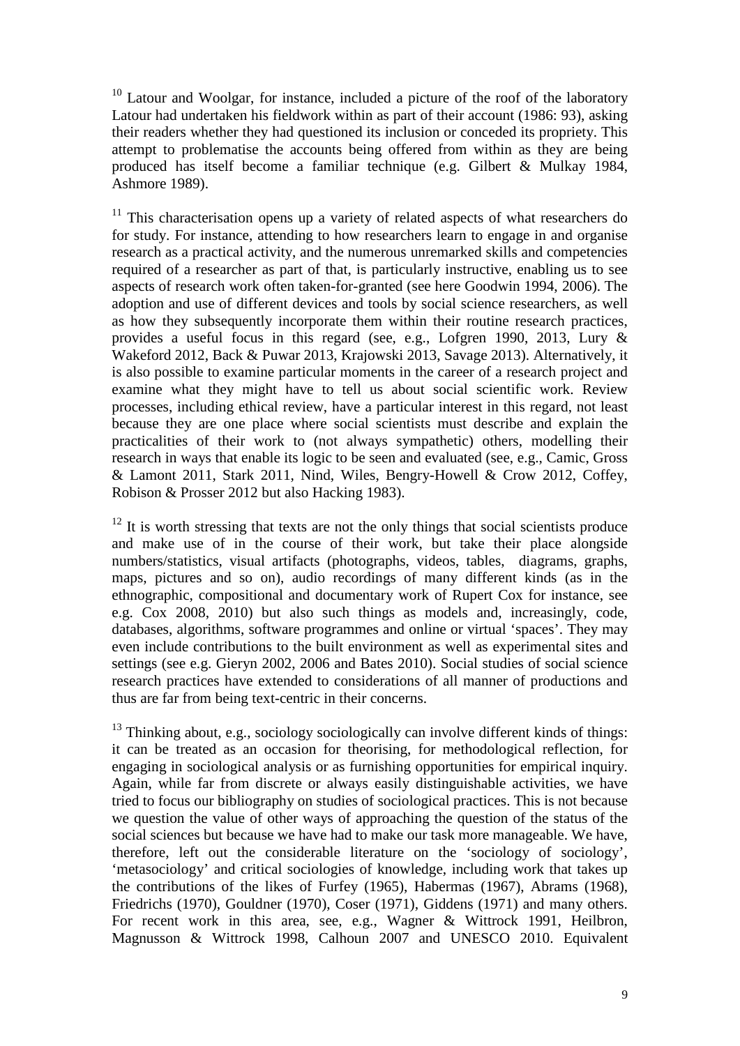[10] Latour and Woolgar, for instance, included a picture of the roof of the laboratory Latour had undertaken his fieldwork within as part of their account (1986: 93), asking their readers whether they had questioned its inclusion or conceded its propriety. This attempt to problematise the accounts being offered from within as they are being produced has itself become a familiar technique (e.g. Gilbert & Mulkay 1984, Ashmore 1989).

[11] This characterisation opens up a variety of related aspects of what researchers do for study. For instance, attending to how researchers learn to engage in and organise research as a practical activity, and the numerous unremarked skills and competencies required of a researcher as part of that, is particularly instructive, enabling us to see aspects of research work often taken-for-granted (see here Goodwin 1994, 2006). The adoption and use of different devices and tools by social science researchers, as well as how they subsequently incorporate them within their routine research practices, provides a useful focus in this regard (see, e.g., Lofgren 1990, 2013, Lury & Wakeford 2012, Back & Puwar 2013, Krajowski 2013, Savage 2013). Alternatively, it is also possible to examine particular moments in the career of a research project and examine what they might have to tell us about social scientific work. Review processes, including ethical review, have a particular interest in this regard, not least because they are one place where social scientists must describe and explain the practicalities of their work to (not always sympathetic) others, modelling their research in ways that enable its logic to be seen and evaluated (see, e.g., Camic, Gross & Lamont 2011, Stark 2011, Nind, Wiles, Bengry-Howell & Crow 2012, Coffey, Robison & Prosser 2012 but also Hacking 1983).

[12] It is worth stressing that texts are not the only things that social scientists produce and make use of in the course of their work, but take their place alongside numbers/statistics, visual artifacts (photographs, videos, tables, diagrams, graphs, maps, pictures and so on), audio recordings of many different kinds (as in the ethnographic, compositional and documentary work of Rupert Cox for instance, see e.g. Cox 2008, 2010) but also such things as models and, increasingly, code, databases, algorithms, software programmes and online or virtual 'spaces'. They may even include contributions to the built environment as well as experimental sites and settings (see e.g. Gieryn 2002, 2006 and Bates 2010). Social studies of social science research practices have extended to considerations of all manner of productions and thus are far from being text-centric in their concerns.

[13] Thinking about, e.g., sociology sociologically can involve different kinds of things: it can be treated as an occasion for theorising, for methodological reflection, for engaging in sociological analysis or as furnishing opportunities for empirical inquiry. Again, while far from discrete or always easily distinguishable activities, we have tried to focus our bibliography on studies of sociological practices. This is not because we question the value of other ways of approaching the question of the status of the social sciences but because we have had to make our task more manageable. We have, therefore, left out the considerable literature on the 'sociology of sociology', 'metasociology' and critical sociologies of knowledge, including work that takes up the contributions of the likes of Furfey (1965), Habermas (1967), Abrams (1968), Friedrichs (1970), Gouldner (1970), Coser (1971), Giddens (1971) and many others. For recent work in this area, see, e.g., Wagner & Wittrock 1991, Heilbron, Magnusson & Wittrock 1998, Calhoun 2007 and UNESCO 2010. Equivalent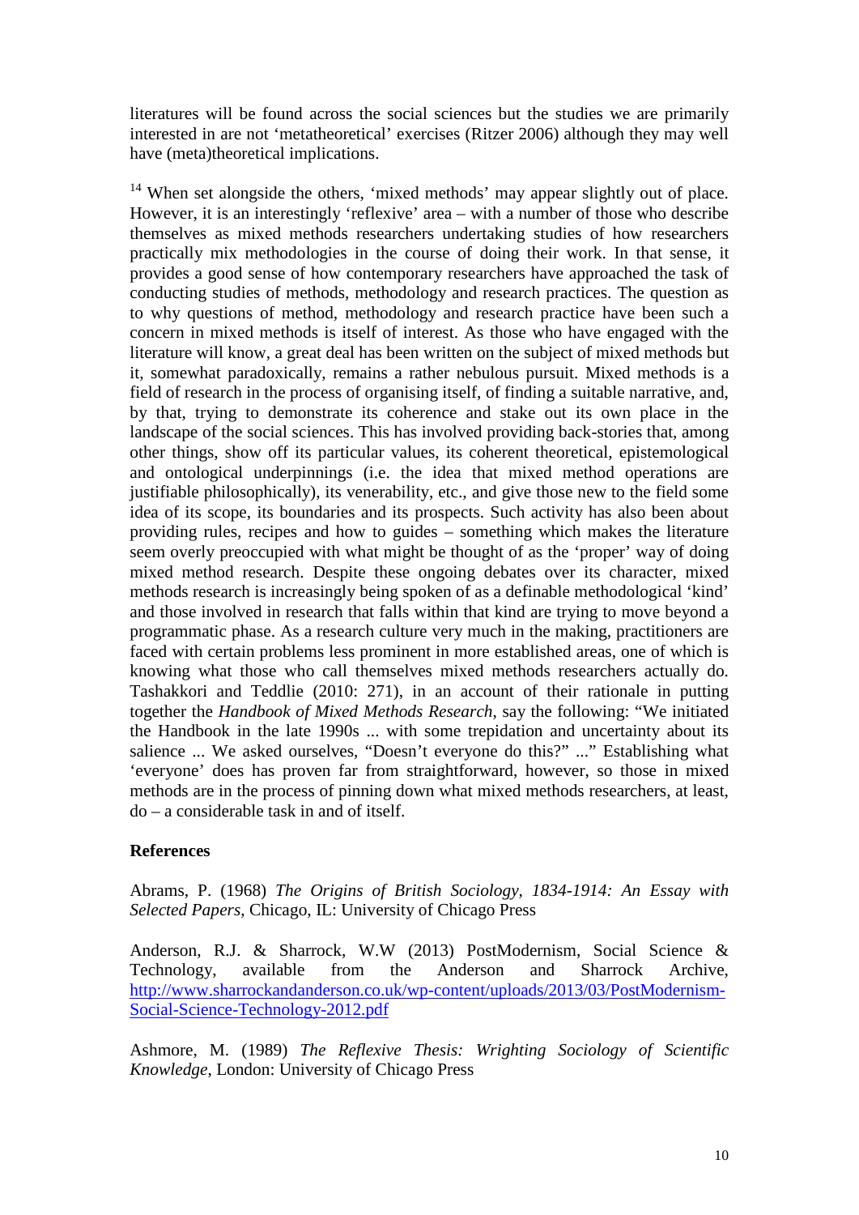literatures will be found across the social sciences but the studies we are primarily interested in are not 'metatheoretical' exercises (Ritzer 2006) although they may well have (meta)theoretical implications.

[14] When set alongside the others, 'mixed methods' may appear slightly out of place. However, it is an interestingly 'reflexive' area – with a number of those who describe themselves as mixed methods researchers undertaking studies of how researchers practically mix methodologies in the course of doing their work. In that sense, it provides a good sense of how contemporary researchers have approached the task of conducting studies of methods, methodology and research practices. The question as to why questions of method, methodology and research practice have been such a concern in mixed methods is itself of interest. As those who have engaged with the literature will know, a great deal has been written on the subject of mixed methods but it, somewhat paradoxically, remains a rather nebulous pursuit. Mixed methods is a field of research in the process of organising itself, of finding a suitable narrative, and, by that, trying to demonstrate its coherence and stake out its own place in the landscape of the social sciences. This has involved providing back-stories that, among other things, show off its particular values, its coherent theoretical, epistemological and ontological underpinnings (i.e. the idea that mixed method operations are justifiable philosophically), its venerability, etc., and give those new to the field some idea of its scope, its boundaries and its prospects. Such activity has also been about providing rules, recipes and how to guides – something which makes the literature seem overly preoccupied with what might be thought of as the 'proper' way of doing mixed method research. Despite these ongoing debates over its character, mixed methods research is increasingly being spoken of as a definable methodological 'kind' and those involved in research that falls within that kind are trying to move beyond a programmatic phase. As a research culture very much in the making, practitioners are faced with certain problems less prominent in more established areas, one of which is knowing what those who call themselves mixed methods researchers actually do. Tashakkori and Teddlie (2010: 271), in an account of their rationale in putting together the *Handbook of Mixed Methods Research*, say the following: "We initiated the Handbook in the late 1990s ... with some trepidation and uncertainty about its salience ... We asked ourselves, "Doesn't everyone do this?" ..." Establishing what 'everyone' does has proven far from straightforward, however, so those in mixed methods are in the process of pinning down what mixed methods researchers, at least, do – a considerable task in and of itself.

## References

Abrams, P. (1968) *The Origins of British Sociology, 1834-1914: An Essay with Selected Papers*, Chicago, IL: University of Chicago Press

Anderson, R.J. & Sharrock, W.W (2013) PostModernism, Social Science & Technology, available from the Anderson and Sharrock Archive, http://www.sharrockandanderson.co.uk/wp-content/uploads/2013/03/PostModernism-Social-Science-Technology-2012.pdf

Ashmore, M. (1989) *The Reflexive Thesis: Wrighting Sociology of Scientific Knowledge*, London: University of Chicago Press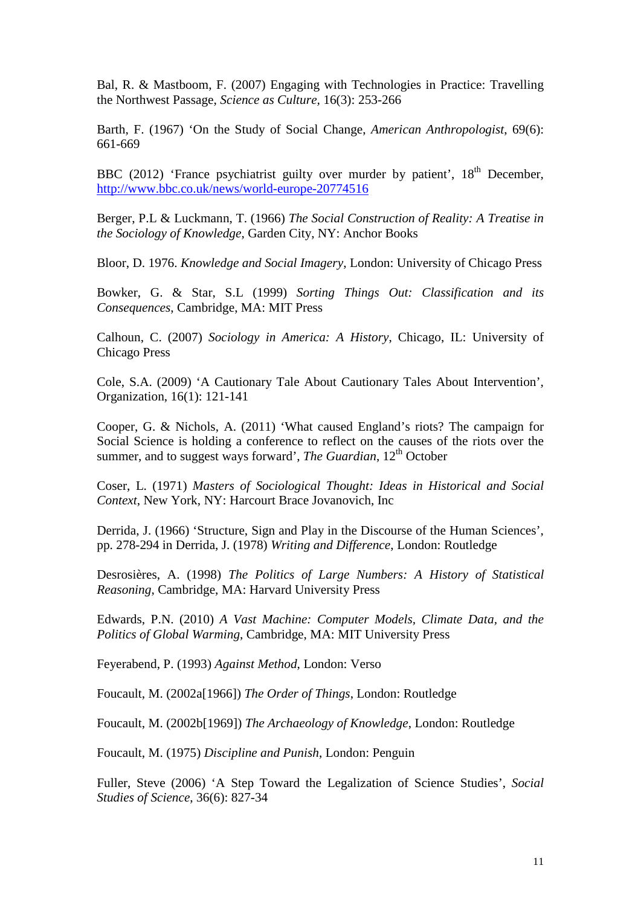Bal, R. & Mastboom, F. (2007) Engaging with Technologies in Practice: Travelling the Northwest Passage, *Science as Culture*, 16(3): 253-266

Barth, F. (1967) 'On the Study of Social Change, *American Anthropologist*, 69(6): 661-669

BBC (2012) 'France psychiatrist guilty over murder by patient', 18th December, http://www.bbc.co.uk/news/world-europe-20774516

Berger, P.L & Luckmann, T. (1966) *The Social Construction of Reality: A Treatise in the Sociology of Knowledge*, Garden City, NY: Anchor Books

Bloor, D. 1976. *Knowledge and Social Imagery*, London: University of Chicago Press

Bowker, G. & Star, S.L (1999) *Sorting Things Out: Classification and its Consequences*, Cambridge, MA: MIT Press

Calhoun, C. (2007) *Sociology in America: A History*, Chicago, IL: University of Chicago Press

Cole, S.A. (2009) 'A Cautionary Tale About Cautionary Tales About Intervention', Organization, 16(1): 121-141

Cooper, G. & Nichols, A. (2011) 'What caused England's riots? The campaign for Social Science is holding a conference to reflect on the causes of the riots over the summer, and to suggest ways forward', *The Guardian*, 12th October

Coser, L. (1971) *Masters of Sociological Thought: Ideas in Historical and Social Context*, New York, NY: Harcourt Brace Jovanovich, Inc

Derrida, J. (1966) 'Structure, Sign and Play in the Discourse of the Human Sciences', pp. 278-294 in Derrida, J. (1978) *Writing and Difference*, London: Routledge

Desrosières, A. (1998) *The Politics of Large Numbers: A History of Statistical Reasoning*, Cambridge, MA: Harvard University Press

Edwards, P.N. (2010) *A Vast Machine: Computer Models, Climate Data, and the Politics of Global Warming*, Cambridge, MA: MIT University Press

Feyerabend, P. (1993) *Against Method*, London: Verso

Foucault, M. (2002a[1966]) *The Order of Things*, London: Routledge

Foucault, M. (2002b[1969]) *The Archaeology of Knowledge*, London: Routledge

Foucault, M. (1975) *Discipline and Punish*, London: Penguin

Fuller, Steve (2006) 'A Step Toward the Legalization of Science Studies', *Social Studies of Science*, 36(6): 827-34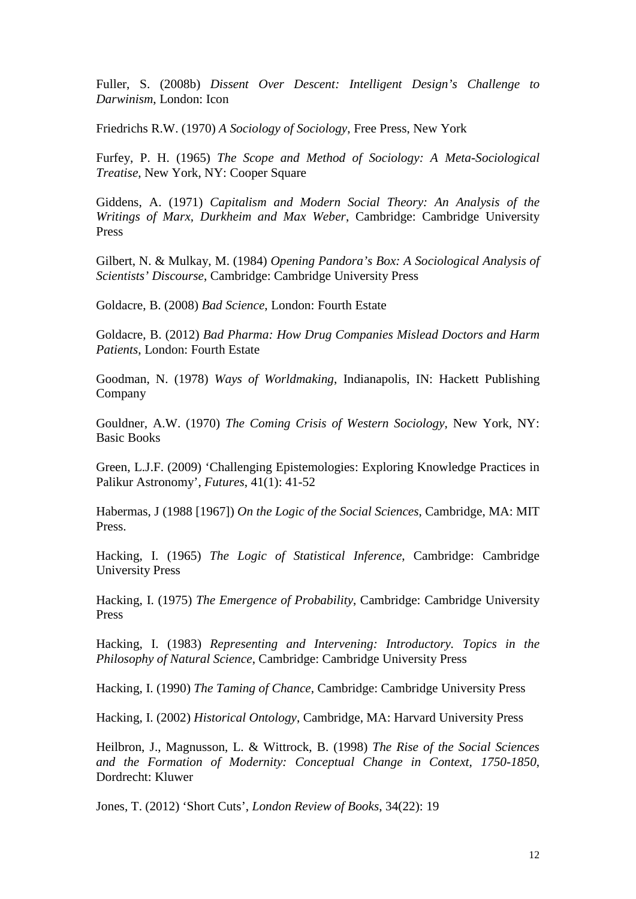Fuller, S. (2008b) *Dissent Over Descent: Intelligent Design's Challenge to Darwinism*, London: Icon

Friedrichs R.W. (1970) *A Sociology of Sociology*, Free Press, New York

Furfey, P. H. (1965) *The Scope and Method of Sociology: A Meta-Sociological Treatise*, New York, NY: Cooper Square

Giddens, A. (1971) *Capitalism and Modern Social Theory: An Analysis of the Writings of Marx, Durkheim and Max Weber*, Cambridge: Cambridge University Press

Gilbert, N. & Mulkay, M. (1984) *Opening Pandora's Box: A Sociological Analysis of Scientists' Discourse*, Cambridge: Cambridge University Press

Goldacre, B. (2008) *Bad Science*, London: Fourth Estate

Goldacre, B. (2012) *Bad Pharma: How Drug Companies Mislead Doctors and Harm Patients*, London: Fourth Estate

Goodman, N. (1978) *Ways of Worldmaking*, Indianapolis, IN: Hackett Publishing Company

Gouldner, A.W. (1970) *The Coming Crisis of Western Sociology*, New York, NY: Basic Books

Green, L.J.F. (2009) 'Challenging Epistemologies: Exploring Knowledge Practices in Palikur Astronomy', *Futures*, 41(1): 41-52

Habermas, J (1988 [1967]) *On the Logic of the Social Sciences*, Cambridge, MA: MIT Press.

Hacking, I. (1965) *The Logic of Statistical Inference*, Cambridge: Cambridge University Press

Hacking, I. (1975) *The Emergence of Probability*, Cambridge: Cambridge University Press

Hacking, I. (1983) *Representing and Intervening: Introductory. Topics in the Philosophy of Natural Science*, Cambridge: Cambridge University Press

Hacking, I. (1990) *The Taming of Chance*, Cambridge: Cambridge University Press

Hacking, I. (2002) *Historical Ontology*, Cambridge, MA: Harvard University Press

Heilbron, J., Magnusson, L. & Wittrock, B. (1998) *The Rise of the Social Sciences and the Formation of Modernity: Conceptual Change in Context, 1750-1850*, Dordrecht: Kluwer

Jones, T. (2012) 'Short Cuts', *London Review of Books*, 34(22): 19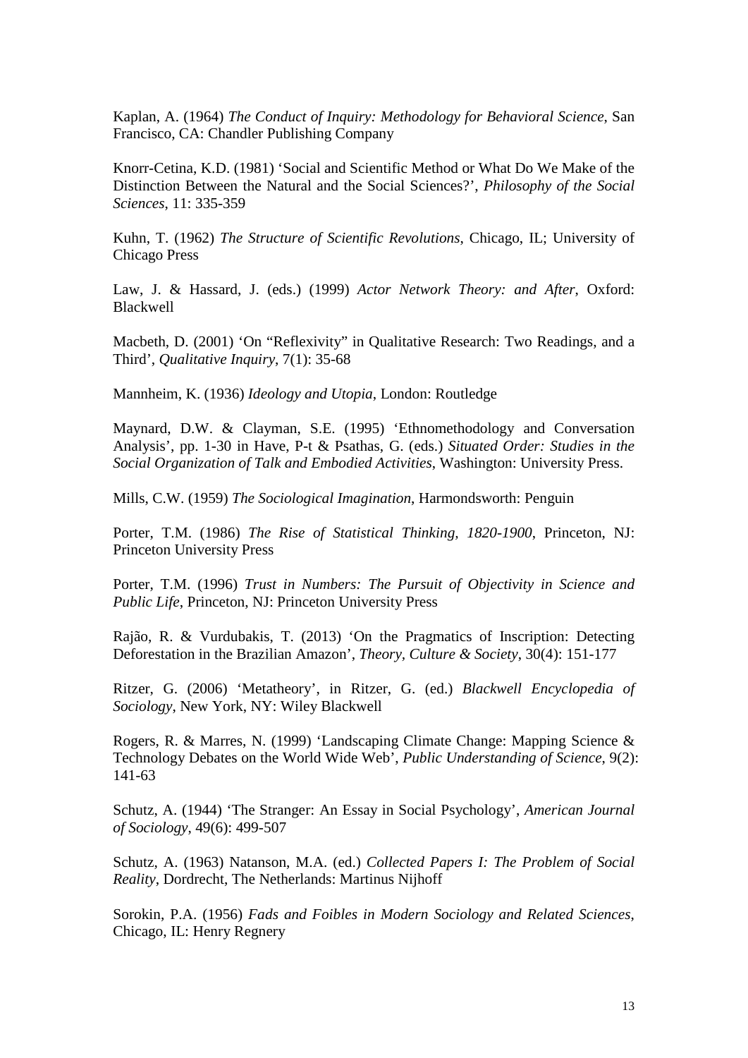Kaplan, A. (1964) *The Conduct of Inquiry: Methodology for Behavioral Science*, San Francisco, CA: Chandler Publishing Company

Knorr-Cetina, K.D. (1981) 'Social and Scientific Method or What Do We Make of the Distinction Between the Natural and the Social Sciences?', *Philosophy of the Social Sciences*, 11: 335-359

Kuhn, T. (1962) *The Structure of Scientific Revolutions*, Chicago, IL; University of Chicago Press

Law, J. & Hassard, J. (eds.) (1999) *Actor Network Theory: and After*, Oxford: Blackwell

Macbeth, D. (2001) 'On "Reflexivity" in Qualitative Research: Two Readings, and a Third', *Qualitative Inquiry*, 7(1): 35-68

Mannheim, K. (1936) *Ideology and Utopia*, London: Routledge

Maynard, D.W. & Clayman, S.E. (1995) 'Ethnomethodology and Conversation Analysis', pp. 1-30 in Have, P-t & Psathas, G. (eds.) *Situated Order: Studies in the Social Organization of Talk and Embodied Activities*, Washington: University Press.

Mills, C.W. (1959) *The Sociological Imagination*, Harmondsworth: Penguin

Porter, T.M. (1986) *The Rise of Statistical Thinking, 1820-1900*, Princeton, NJ: Princeton University Press

Porter, T.M. (1996) *Trust in Numbers: The Pursuit of Objectivity in Science and Public Life*, Princeton, NJ: Princeton University Press

Rajão, R. & Vurdubakis, T. (2013) 'On the Pragmatics of Inscription: Detecting Deforestation in the Brazilian Amazon', *Theory, Culture & Society*, 30(4): 151-177

Ritzer, G. (2006) 'Metatheory', in Ritzer, G. (ed.) *Blackwell Encyclopedia of Sociology*, New York, NY: Wiley Blackwell

Rogers, R. & Marres, N. (1999) 'Landscaping Climate Change: Mapping Science & Technology Debates on the World Wide Web', *Public Understanding of Science*, 9(2): 141-63

Schutz, A. (1944) 'The Stranger: An Essay in Social Psychology', *American Journal of Sociology*, 49(6): 499-507

Schutz, A. (1963) Natanson, M.A. (ed.) *Collected Papers I: The Problem of Social Reality*, Dordrecht, The Netherlands: Martinus Nijhoff

Sorokin, P.A. (1956) *Fads and Foibles in Modern Sociology and Related Sciences*, Chicago, IL: Henry Regnery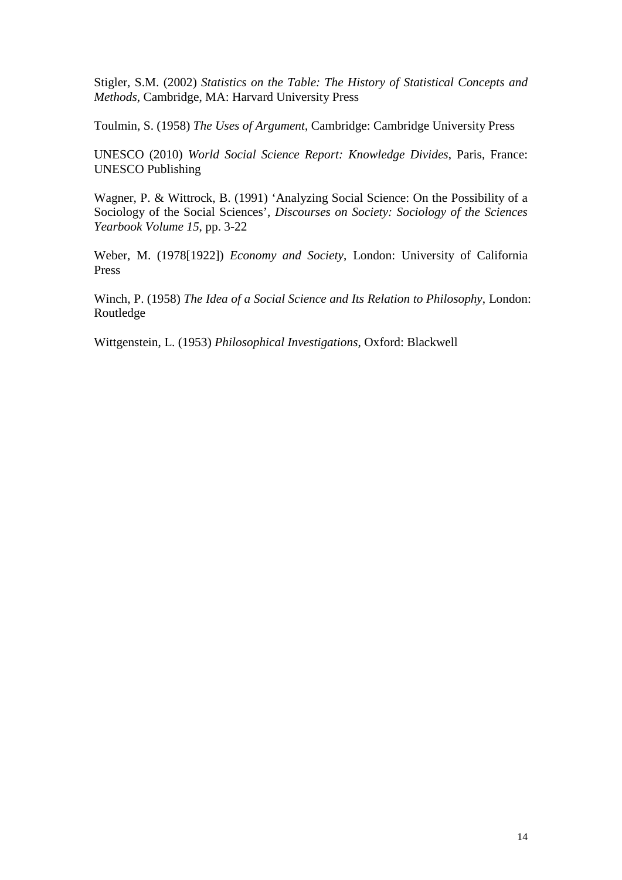Stigler, S.M. (2002) *Statistics on the Table: The History of Statistical Concepts and Methods*, Cambridge, MA: Harvard University Press

Toulmin, S. (1958) *The Uses of Argument*, Cambridge: Cambridge University Press

UNESCO (2010) *World Social Science Report: Knowledge Divides*, Paris, France: UNESCO Publishing

Wagner, P. & Wittrock, B. (1991) 'Analyzing Social Science: On the Possibility of a Sociology of the Social Sciences', *Discourses on Society: Sociology of the Sciences Yearbook Volume 15*, pp. 3-22

Weber, M. (1978[1922]) *Economy and Society*, London: University of California Press

Winch, P. (1958) *The Idea of a Social Science and Its Relation to Philosophy*, London: Routledge

Wittgenstein, L. (1953) *Philosophical Investigations*, Oxford: Blackwell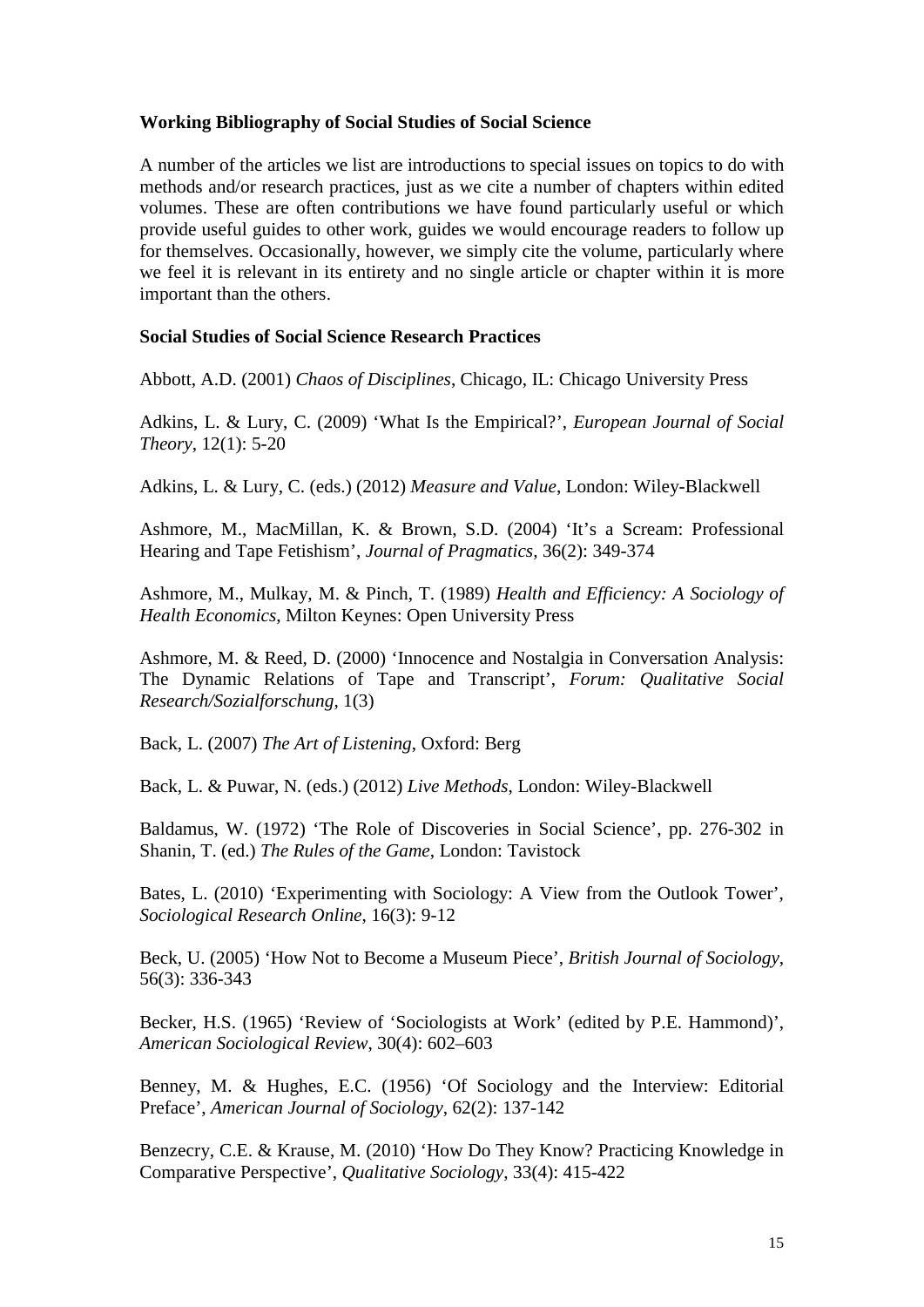**Working Bibliography of Social Studies of Social Science**

A number of the articles we list are introductions to special issues on topics to do with methods and/or research practices, just as we cite a number of chapters within edited volumes. These are often contributions we have found particularly useful or which provide useful guides to other work, guides we would encourage readers to follow up for themselves. Occasionally, however, we simply cite the volume, particularly where we feel it is relevant in its entirety and no single article or chapter within it is more important than the others.

**Social Studies of Social Science Research Practices**

Abbott, A.D. (2001) *Chaos of Disciplines*, Chicago, IL: Chicago University Press

Adkins, L. & Lury, C. (2009) 'What Is the Empirical?', *European Journal of Social Theory*, 12(1): 5-20

Adkins, L. & Lury, C. (eds.) (2012) *Measure and Value*, London: Wiley-Blackwell

Ashmore, M., MacMillan, K. & Brown, S.D. (2004) 'It's a Scream: Professional Hearing and Tape Fetishism', *Journal of Pragmatics*, 36(2): 349-374

Ashmore, M., Mulkay, M. & Pinch, T. (1989) *Health and Efficiency: A Sociology of Health Economics*, Milton Keynes: Open University Press

Ashmore, M. & Reed, D. (2000) 'Innocence and Nostalgia in Conversation Analysis: The Dynamic Relations of Tape and Transcript', *Forum: Qualitative Social Research/Sozialforschung*, 1(3)

Back, L. (2007) *The Art of Listening*, Oxford: Berg

Back, L. & Puwar, N. (eds.) (2012) *Live Methods*, London: Wiley-Blackwell

Baldamus, W. (1972) 'The Role of Discoveries in Social Science', pp. 276-302 in Shanin, T. (ed.) *The Rules of the Game*, London: Tavistock

Bates, L. (2010) 'Experimenting with Sociology: A View from the Outlook Tower', *Sociological Research Online*, 16(3): 9-12

Beck, U. (2005) 'How Not to Become a Museum Piece', *British Journal of Sociology*, 56(3): 336-343

Becker, H.S. (1965) 'Review of 'Sociologists at Work' (edited by P.E. Hammond)', *American Sociological Review*, 30(4): 602–603

Benney, M. & Hughes, E.C. (1956) 'Of Sociology and the Interview: Editorial Preface', *American Journal of Sociology*, 62(2): 137-142

Benzecry, C.E. & Krause, M. (2010) 'How Do They Know? Practicing Knowledge in Comparative Perspective', *Qualitative Sociology*, 33(4): 415-422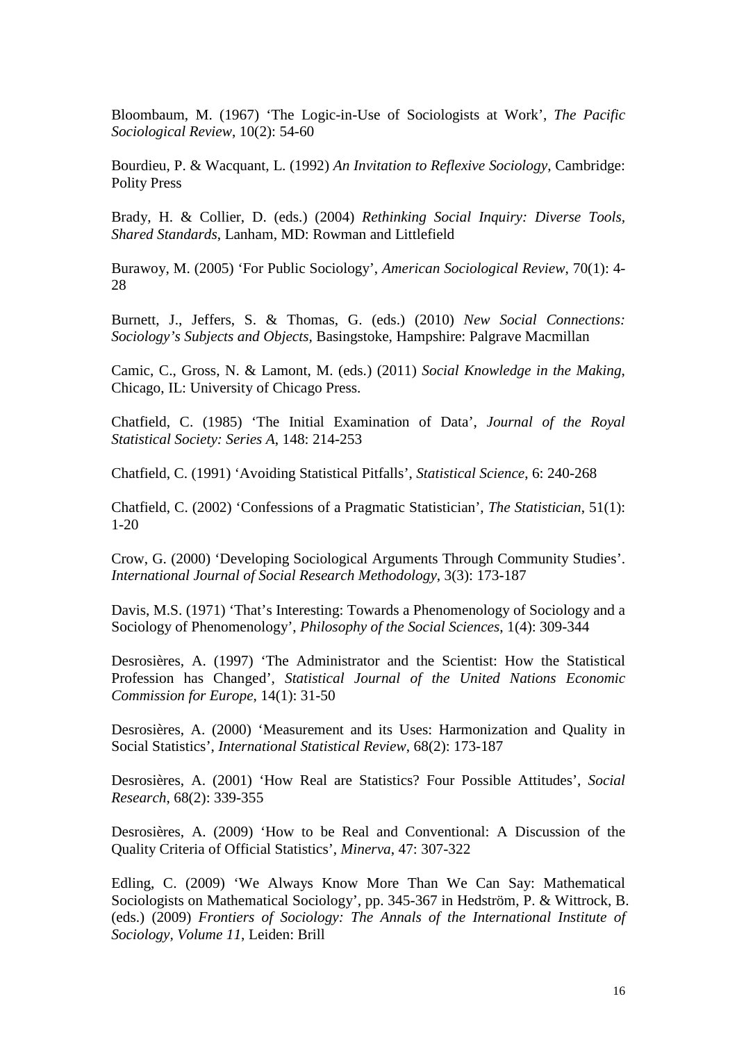Bloombaum, M. (1967) 'The Logic-in-Use of Sociologists at Work', *The Pacific Sociological Review*, 10(2): 54-60

Bourdieu, P. & Wacquant, L. (1992) *An Invitation to Reflexive Sociology*, Cambridge: Polity Press

Brady, H. & Collier, D. (eds.) (2004) *Rethinking Social Inquiry: Diverse Tools, Shared Standards*, Lanham, MD: Rowman and Littlefield

Burawoy, M. (2005) 'For Public Sociology', *American Sociological Review*, 70(1): 4-28

Burnett, J., Jeffers, S. & Thomas, G. (eds.) (2010) *New Social Connections: Sociology's Subjects and Objects*, Basingstoke, Hampshire: Palgrave Macmillan

Camic, C., Gross, N. & Lamont, M. (eds.) (2011) *Social Knowledge in the Making*, Chicago, IL: University of Chicago Press.

Chatfield, C. (1985) 'The Initial Examination of Data', *Journal of the Royal Statistical Society: Series A*, 148: 214-253

Chatfield, C. (1991) 'Avoiding Statistical Pitfalls', *Statistical Science*, 6: 240-268

Chatfield, C. (2002) 'Confessions of a Pragmatic Statistician', *The Statistician*, 51(1): 1-20

Crow, G. (2000) 'Developing Sociological Arguments Through Community Studies'. *International Journal of Social Research Methodology*, 3(3): 173-187

Davis, M.S. (1971) 'That's Interesting: Towards a Phenomenology of Sociology and a Sociology of Phenomenology', *Philosophy of the Social Sciences*, 1(4): 309-344

Desrosières, A. (1997) 'The Administrator and the Scientist: How the Statistical Profession has Changed', *Statistical Journal of the United Nations Economic Commission for Europe*, 14(1): 31-50

Desrosières, A. (2000) 'Measurement and its Uses: Harmonization and Quality in Social Statistics', *International Statistical Review*, 68(2): 173-187

Desrosières, A. (2001) 'How Real are Statistics? Four Possible Attitudes', *Social Research*, 68(2): 339-355

Desrosières, A. (2009) 'How to be Real and Conventional: A Discussion of the Quality Criteria of Official Statistics', *Minerva*, 47: 307-322

Edling, C. (2009) 'We Always Know More Than We Can Say: Mathematical Sociologists on Mathematical Sociology', pp. 345-367 in Hedström, P. & Wittrock, B. (eds.) (2009) *Frontiers of Sociology: The Annals of the International Institute of Sociology, Volume 11*, Leiden: Brill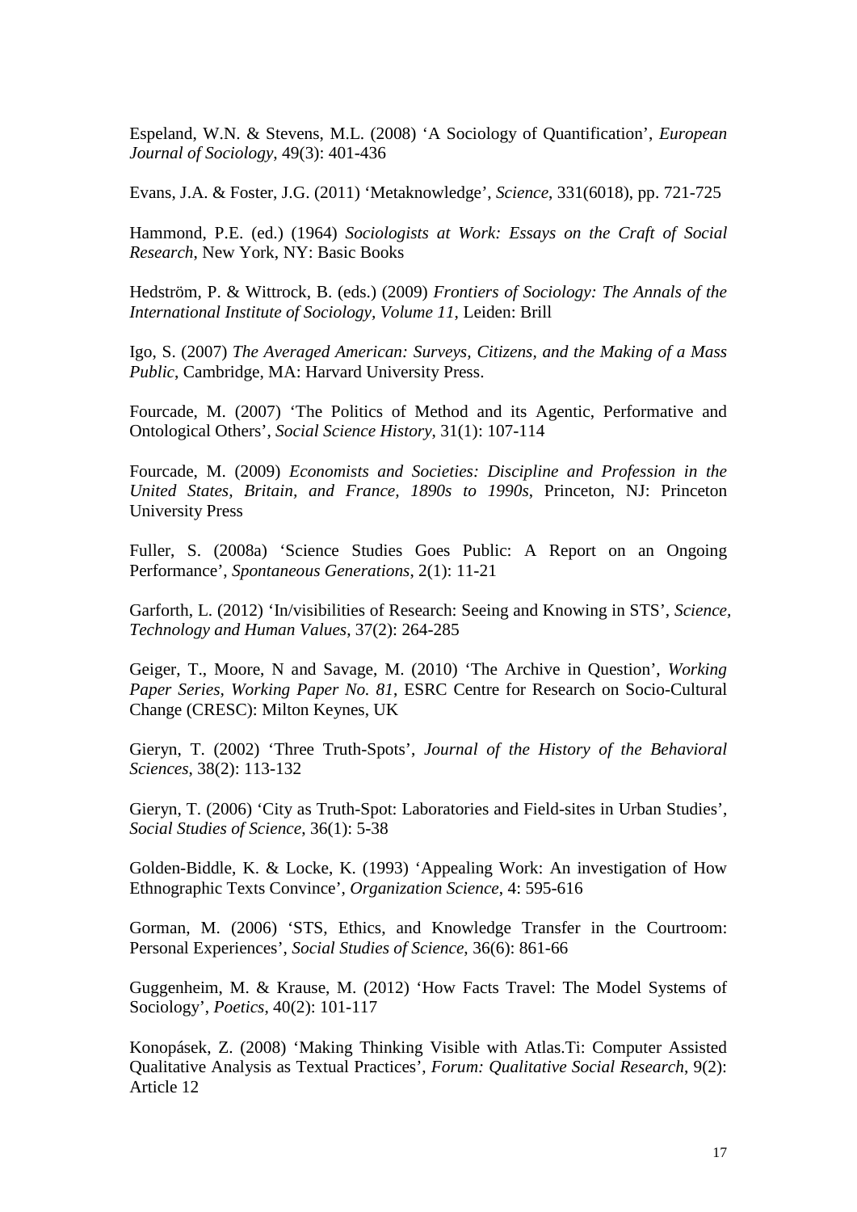Espeland, W.N. & Stevens, M.L. (2008) 'A Sociology of Quantification', *European Journal of Sociology*, 49(3): 401-436

Evans, J.A. & Foster, J.G. (2011) 'Metaknowledge', *Science*, 331(6018), pp. 721-725

Hammond, P.E. (ed.) (1964) *Sociologists at Work: Essays on the Craft of Social Research*, New York, NY: Basic Books

Hedström, P. & Wittrock, B. (eds.) (2009) *Frontiers of Sociology: The Annals of the International Institute of Sociology, Volume 11*, Leiden: Brill

Igo, S. (2007) *The Averaged American: Surveys, Citizens, and the Making of a Mass Public*, Cambridge, MA: Harvard University Press.

Fourcade, M. (2007) 'The Politics of Method and its Agentic, Performative and Ontological Others', *Social Science History*, 31(1): 107-114

Fourcade, M. (2009) *Economists and Societies: Discipline and Profession in the United States, Britain, and France, 1890s to 1990s*, Princeton, NJ: Princeton University Press

Fuller, S. (2008a) 'Science Studies Goes Public: A Report on an Ongoing Performance', *Spontaneous Generations*, 2(1): 11-21

Garforth, L. (2012) 'In/visibilities of Research: Seeing and Knowing in STS', *Science, Technology and Human Values*, 37(2): 264-285

Geiger, T., Moore, N and Savage, M. (2010) 'The Archive in Question', *Working Paper Series, Working Paper No. 81*, ESRC Centre for Research on Socio-Cultural Change (CRESC): Milton Keynes, UK

Gieryn, T. (2002) 'Three Truth-Spots', *Journal of the History of the Behavioral Sciences*, 38(2): 113-132

Gieryn, T. (2006) 'City as Truth-Spot: Laboratories and Field-sites in Urban Studies', *Social Studies of Science*, 36(1): 5-38

Golden-Biddle, K. & Locke, K. (1993) 'Appealing Work: An investigation of How Ethnographic Texts Convince', *Organization Science*, 4: 595-616

Gorman, M. (2006) 'STS, Ethics, and Knowledge Transfer in the Courtroom: Personal Experiences', *Social Studies of Science*, 36(6): 861-66

Guggenheim, M. & Krause, M. (2012) 'How Facts Travel: The Model Systems of Sociology', *Poetics*, 40(2): 101-117

Konopásek, Z. (2008) 'Making Thinking Visible with Atlas.Ti: Computer Assisted Qualitative Analysis as Textual Practices', *Forum: Qualitative Social Research*, 9(2): Article 12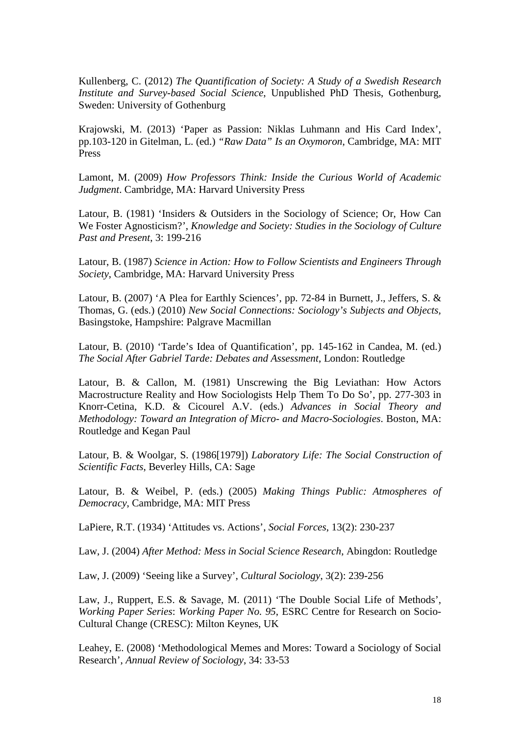Kullenberg, C. (2012) *The Quantification of Society: A Study of a Swedish Research Institute and Survey-based Social Science*, Unpublished PhD Thesis, Gothenburg, Sweden: University of Gothenburg

Krajowski, M. (2013) 'Paper as Passion: Niklas Luhmann and His Card Index', pp.103-120 in Gitelman, L. (ed.) *"Raw Data" Is an Oxymoron*, Cambridge, MA: MIT Press

Lamont, M. (2009) *How Professors Think: Inside the Curious World of Academic Judgment*. Cambridge, MA: Harvard University Press

Latour, B. (1981) 'Insiders & Outsiders in the Sociology of Science; Or, How Can We Foster Agnosticism?', *Knowledge and Society: Studies in the Sociology of Culture Past and Present*, 3: 199-216

Latour, B. (1987) *Science in Action: How to Follow Scientists and Engineers Through Society*, Cambridge, MA: Harvard University Press

Latour, B. (2007) 'A Plea for Earthly Sciences', pp. 72-84 in Burnett, J., Jeffers, S. & Thomas, G. (eds.) (2010) *New Social Connections: Sociology's Subjects and Objects*, Basingstoke, Hampshire: Palgrave Macmillan

Latour, B. (2010) 'Tarde's Idea of Quantification', pp. 145-162 in Candea, M. (ed.) *The Social After Gabriel Tarde: Debates and Assessment*, London: Routledge

Latour, B. & Callon, M. (1981) Unscrewing the Big Leviathan: How Actors Macrostructure Reality and How Sociologists Help Them To Do So', pp. 277-303 in Knorr-Cetina, K.D. & Cicourel A.V. (eds.) *Advances in Social Theory and Methodology: Toward an Integration of Micro- and Macro-Sociologies*. Boston, MA: Routledge and Kegan Paul

Latour, B. & Woolgar, S. (1986[1979]) *Laboratory Life: The Social Construction of Scientific Facts*, Beverley Hills, CA: Sage

Latour, B. & Weibel, P. (eds.) (2005) *Making Things Public: Atmospheres of Democracy*, Cambridge, MA: MIT Press

LaPiere, R.T. (1934) 'Attitudes vs. Actions', *Social Forces*, 13(2): 230-237

Law, J. (2004) *After Method: Mess in Social Science Research*, Abingdon: Routledge

Law, J. (2009) 'Seeing like a Survey', *Cultural Sociology*, 3(2): 239-256

Law, J., Ruppert, E.S. & Savage, M. (2011) 'The Double Social Life of Methods', *Working Paper Series*: *Working Paper No. 95*, ESRC Centre for Research on Socio-Cultural Change (CRESC): Milton Keynes, UK

Leahey, E. (2008) 'Methodological Memes and Mores: Toward a Sociology of Social Research', *Annual Review of Sociology*, 34: 33-53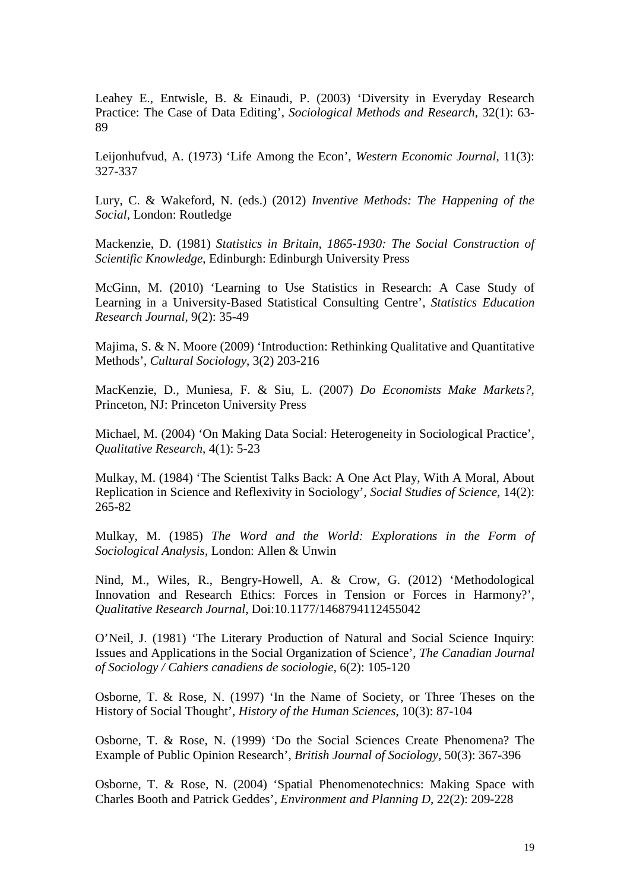Leahey E., Entwisle, B. & Einaudi, P. (2003) 'Diversity in Everyday Research Practice: The Case of Data Editing', *Sociological Methods and Research*, 32(1): 63-89

Leijonhufvud, A. (1973) 'Life Among the Econ', *Western Economic Journal*, 11(3): 327-337

Lury, C. & Wakeford, N. (eds.) (2012) *Inventive Methods: The Happening of the Social*, London: Routledge

Mackenzie, D. (1981) *Statistics in Britain, 1865-1930: The Social Construction of Scientific Knowledge*, Edinburgh: Edinburgh University Press

McGinn, M. (2010) 'Learning to Use Statistics in Research: A Case Study of Learning in a University-Based Statistical Consulting Centre', *Statistics Education Research Journal*, 9(2): 35-49

Majima, S. & N. Moore (2009) 'Introduction: Rethinking Qualitative and Quantitative Methods', *Cultural Sociology*, 3(2) 203-216

MacKenzie, D., Muniesa, F. & Siu, L. (2007) *Do Economists Make Markets?*, Princeton, NJ: Princeton University Press

Michael, M. (2004) 'On Making Data Social: Heterogeneity in Sociological Practice', *Qualitative Research*, 4(1): 5-23

Mulkay, M. (1984) 'The Scientist Talks Back: A One Act Play, With A Moral, About Replication in Science and Reflexivity in Sociology', *Social Studies of Science*, 14(2): 265-82

Mulkay, M. (1985) *The Word and the World: Explorations in the Form of Sociological Analysis*, London: Allen & Unwin

Nind, M., Wiles, R., Bengry-Howell, A. & Crow, G. (2012) 'Methodological Innovation and Research Ethics: Forces in Tension or Forces in Harmony?', *Qualitative Research Journal*, Doi:10.1177/1468794112455042

O'Neil, J. (1981) 'The Literary Production of Natural and Social Science Inquiry: Issues and Applications in the Social Organization of Science', *The Canadian Journal of Sociology / Cahiers canadiens de sociologie*, 6(2): 105-120

Osborne, T. & Rose, N. (1997) 'In the Name of Society, or Three Theses on the History of Social Thought', *History of the Human Sciences*, 10(3): 87-104

Osborne, T. & Rose, N. (1999) 'Do the Social Sciences Create Phenomena? The Example of Public Opinion Research', *British Journal of Sociology*, 50(3): 367-396

Osborne, T. & Rose, N. (2004) 'Spatial Phenomenotechnics: Making Space with Charles Booth and Patrick Geddes', *Environment and Planning D*, 22(2): 209-228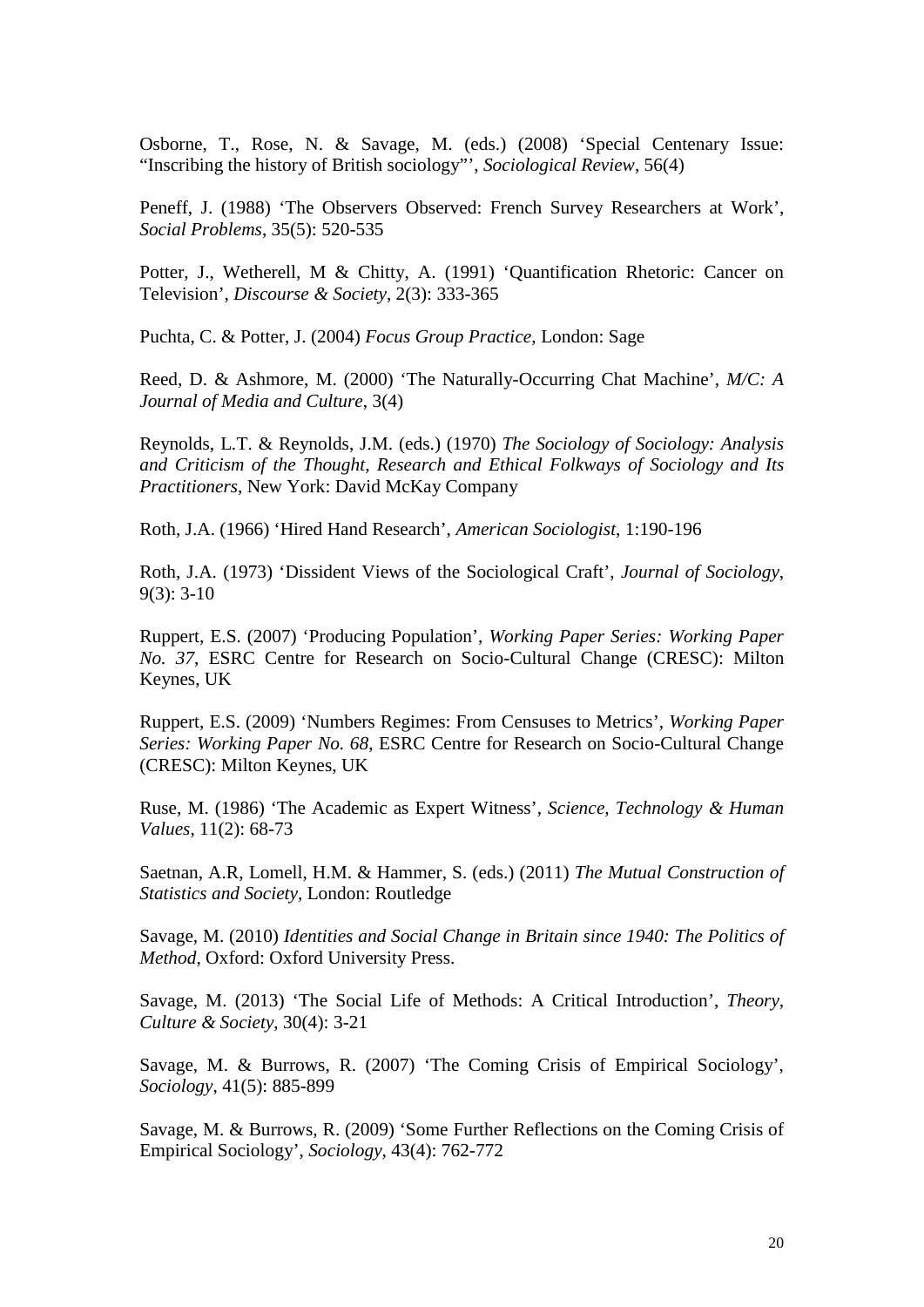Osborne, T., Rose, N. & Savage, M. (eds.) (2008) ‘Special Centenary Issue: “Inscribing the history of British sociology”’, *Sociological Review*, 56(4)

Peneff, J. (1988) ‘The Observers Observed: French Survey Researchers at Work’, *Social Problems*, 35(5): 520-535

Potter, J., Wetherell, M & Chitty, A. (1991) ‘Quantification Rhetoric: Cancer on Television’, *Discourse & Society*, 2(3): 333-365

Puchta, C. & Potter, J. (2004) *Focus Group Practice*, London: Sage

Reed, D. & Ashmore, M. (2000) ‘The Naturally-Occurring Chat Machine’, *M/C: A Journal of Media and Culture*, 3(4)

Reynolds, L.T. & Reynolds, J.M. (eds.) (1970) *The Sociology of Sociology: Analysis and Criticism of the Thought, Research and Ethical Folkways of Sociology and Its Practitioners*, New York: David McKay Company

Roth, J.A. (1966) ‘Hired Hand Research’, *American Sociologist*, 1:190-196

Roth, J.A. (1973) ‘Dissident Views of the Sociological Craft’, *Journal of Sociology*, 9(3): 3-10

Ruppert, E.S. (2007) ‘Producing Population’, *Working Paper Series: Working Paper No. 37*, ESRC Centre for Research on Socio-Cultural Change (CRESC): Milton Keynes, UK

Ruppert, E.S. (2009) ‘Numbers Regimes: From Censuses to Metrics’, *Working Paper Series: Working Paper No. 68*, ESRC Centre for Research on Socio-Cultural Change (CRESC): Milton Keynes, UK

Ruse, M. (1986) ‘The Academic as Expert Witness’, *Science, Technology & Human Values*, 11(2): 68-73

Saetnan, A.R, Lomell, H.M. & Hammer, S. (eds.) (2011) *The Mutual Construction of Statistics and Society*, London: Routledge

Savage, M. (2010) *Identities and Social Change in Britain since 1940: The Politics of Method*, Oxford: Oxford University Press.

Savage, M. (2013) ‘The Social Life of Methods: A Critical Introduction’, *Theory, Culture & Society*, 30(4): 3-21

Savage, M. & Burrows, R. (2007) ‘The Coming Crisis of Empirical Sociology’, *Sociology*, 41(5): 885-899

Savage, M. & Burrows, R. (2009) ‘Some Further Reflections on the Coming Crisis of Empirical Sociology’, *Sociology*, 43(4): 762-772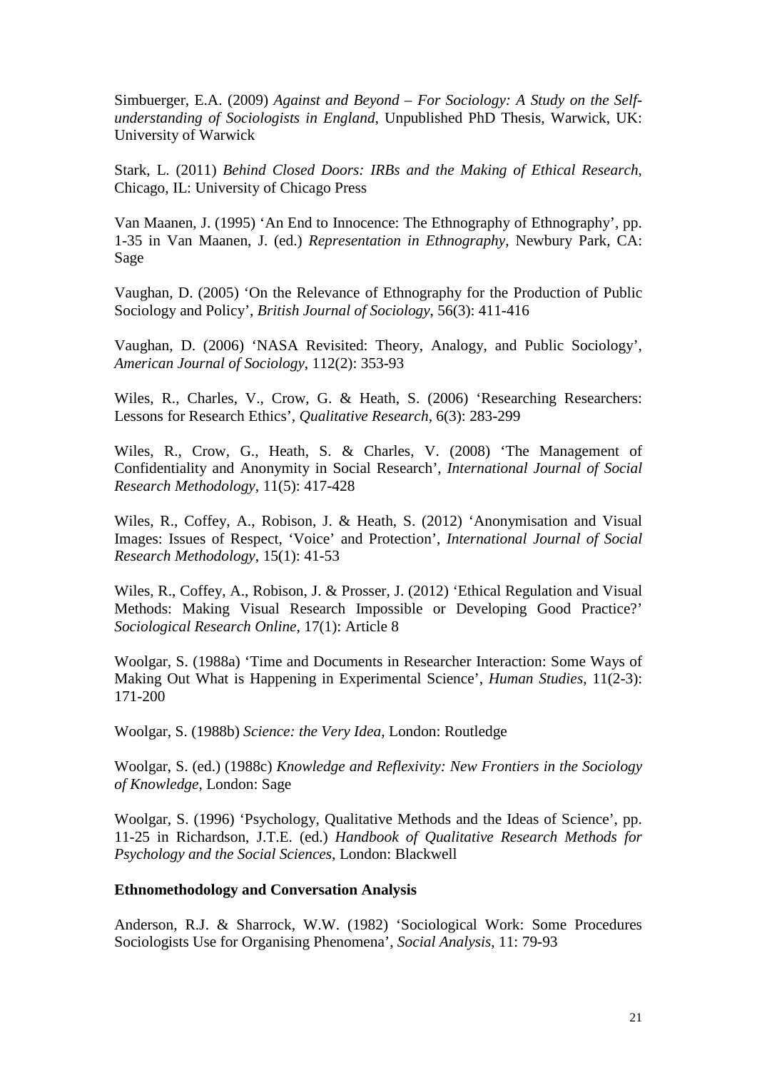Simbuerger, E.A. (2009) *Against and Beyond – For Sociology: A Study on the Self-understanding of Sociologists in England*, Unpublished PhD Thesis, Warwick, UK: University of Warwick

Stark, L. (2011) *Behind Closed Doors: IRBs and the Making of Ethical Research*, Chicago, IL: University of Chicago Press

Van Maanen, J. (1995) 'An End to Innocence: The Ethnography of Ethnography', pp. 1-35 in Van Maanen, J. (ed.) *Representation in Ethnography*, Newbury Park, CA: Sage

Vaughan, D. (2005) 'On the Relevance of Ethnography for the Production of Public Sociology and Policy', *British Journal of Sociology*, 56(3): 411-416

Vaughan, D. (2006) 'NASA Revisited: Theory, Analogy, and Public Sociology', *American Journal of Sociology*, 112(2): 353-93

Wiles, R., Charles, V., Crow, G. & Heath, S. (2006) 'Researching Researchers: Lessons for Research Ethics', *Qualitative Research*, 6(3): 283-299

Wiles, R., Crow, G., Heath, S. & Charles, V. (2008) 'The Management of Confidentiality and Anonymity in Social Research', *International Journal of Social Research Methodology*, 11(5): 417-428

Wiles, R., Coffey, A., Robison, J. & Heath, S. (2012) 'Anonymisation and Visual Images: Issues of Respect, 'Voice' and Protection', *International Journal of Social Research Methodology*, 15(1): 41-53

Wiles, R., Coffey, A., Robison, J. & Prosser, J. (2012) 'Ethical Regulation and Visual Methods: Making Visual Research Impossible or Developing Good Practice?' *Sociological Research Online*, 17(1): Article 8

Woolgar, S. (1988a) 'Time and Documents in Researcher Interaction: Some Ways of Making Out What is Happening in Experimental Science', *Human Studies*, 11(2-3): 171-200

Woolgar, S. (1988b) *Science: the Very Idea*, London: Routledge

Woolgar, S. (ed.) (1988c) *Knowledge and Reflexivity: New Frontiers in the Sociology of Knowledge*, London: Sage

Woolgar, S. (1996) 'Psychology, Qualitative Methods and the Ideas of Science', pp. 11-25 in Richardson, J.T.E. (ed.) *Handbook of Qualitative Research Methods for Psychology and the Social Sciences*, London: Blackwell

**Ethnomethodology and Conversation Analysis**

Anderson, R.J. & Sharrock, W.W. (1982) 'Sociological Work: Some Procedures Sociologists Use for Organising Phenomena', *Social Analysis*, 11: 79-93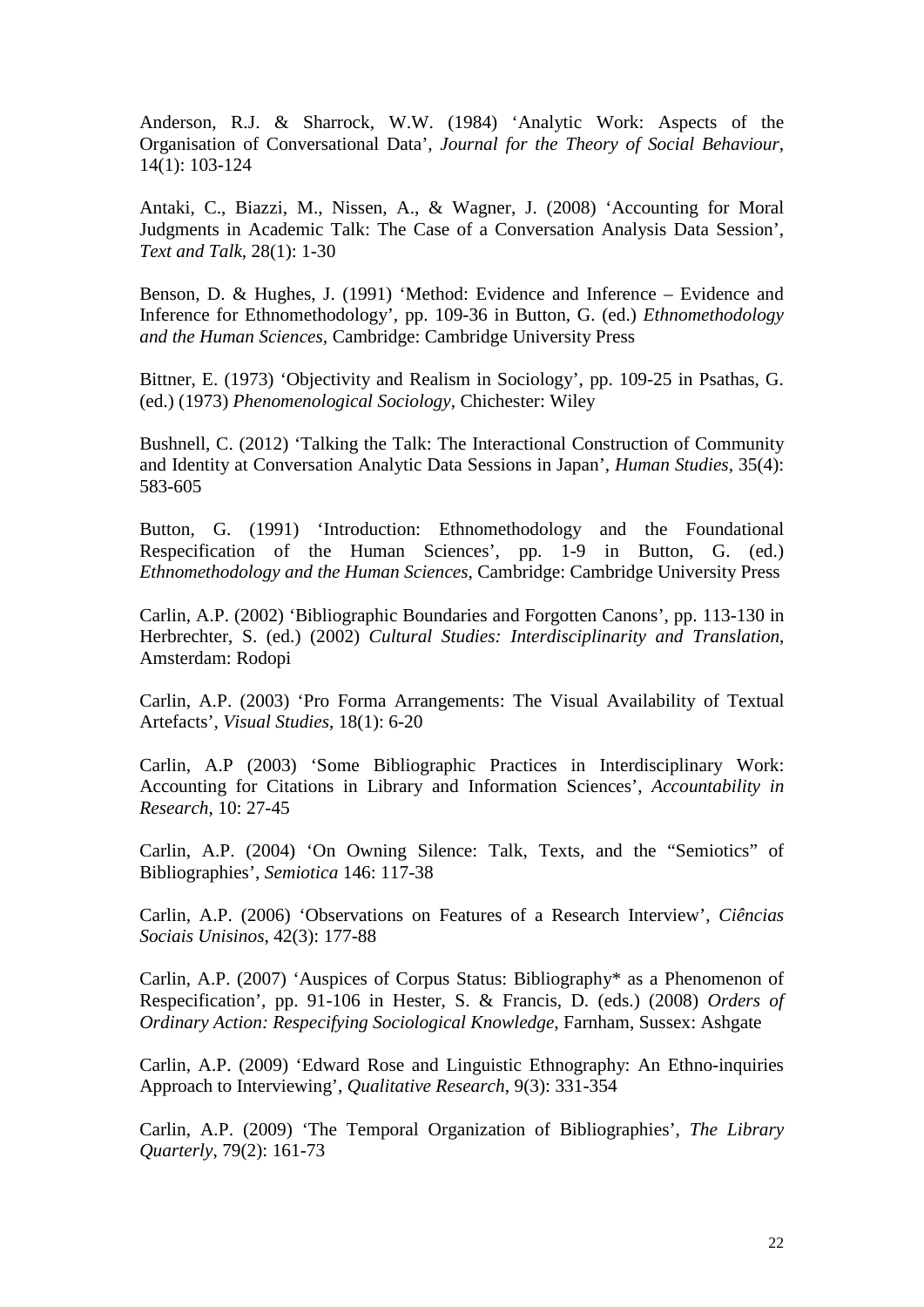Anderson, R.J. & Sharrock, W.W. (1984) 'Analytic Work: Aspects of the Organisation of Conversational Data', *Journal for the Theory of Social Behaviour*, 14(1): 103-124

Antaki, C., Biazzi, M., Nissen, A., & Wagner, J. (2008) 'Accounting for Moral Judgments in Academic Talk: The Case of a Conversation Analysis Data Session', *Text and Talk*, 28(1): 1-30

Benson, D. & Hughes, J. (1991) 'Method: Evidence and Inference – Evidence and Inference for Ethnomethodology', pp. 109-36 in Button, G. (ed.) *Ethnomethodology and the Human Sciences*, Cambridge: Cambridge University Press

Bittner, E. (1973) 'Objectivity and Realism in Sociology', pp. 109-25 in Psathas, G. (ed.) (1973) *Phenomenological Sociology*, Chichester: Wiley

Bushnell, C. (2012) 'Talking the Talk: The Interactional Construction of Community and Identity at Conversation Analytic Data Sessions in Japan', *Human Studies*, 35(4): 583-605

Button, G. (1991) 'Introduction: Ethnomethodology and the Foundational Respecification of the Human Sciences', pp. 1-9 in Button, G. (ed.) *Ethnomethodology and the Human Sciences*, Cambridge: Cambridge University Press

Carlin, A.P. (2002) 'Bibliographic Boundaries and Forgotten Canons', pp. 113-130 in Herbrechter, S. (ed.) (2002) *Cultural Studies: Interdisciplinarity and Translation*, Amsterdam: Rodopi

Carlin, A.P. (2003) 'Pro Forma Arrangements: The Visual Availability of Textual Artefacts', *Visual Studies*, 18(1): 6-20

Carlin, A.P (2003) 'Some Bibliographic Practices in Interdisciplinary Work: Accounting for Citations in Library and Information Sciences', *Accountability in Research*, 10: 27-45

Carlin, A.P. (2004) 'On Owning Silence: Talk, Texts, and the "Semiotics" of Bibliographies', *Semiotica* 146: 117-38

Carlin, A.P. (2006) 'Observations on Features of a Research Interview', *Ciências Sociais Unisinos*, 42(3): 177-88

Carlin, A.P. (2007) 'Auspices of Corpus Status: Bibliography* as a Phenomenon of Respecification', pp. 91-106 in Hester, S. & Francis, D. (eds.) (2008) *Orders of Ordinary Action: Respecifying Sociological Knowledge*, Farnham, Sussex: Ashgate

Carlin, A.P. (2009) 'Edward Rose and Linguistic Ethnography: An Ethno-inquiries Approach to Interviewing', *Qualitative Research*, 9(3): 331-354

Carlin, A.P. (2009) 'The Temporal Organization of Bibliographies', *The Library Quarterly*, 79(2): 161-73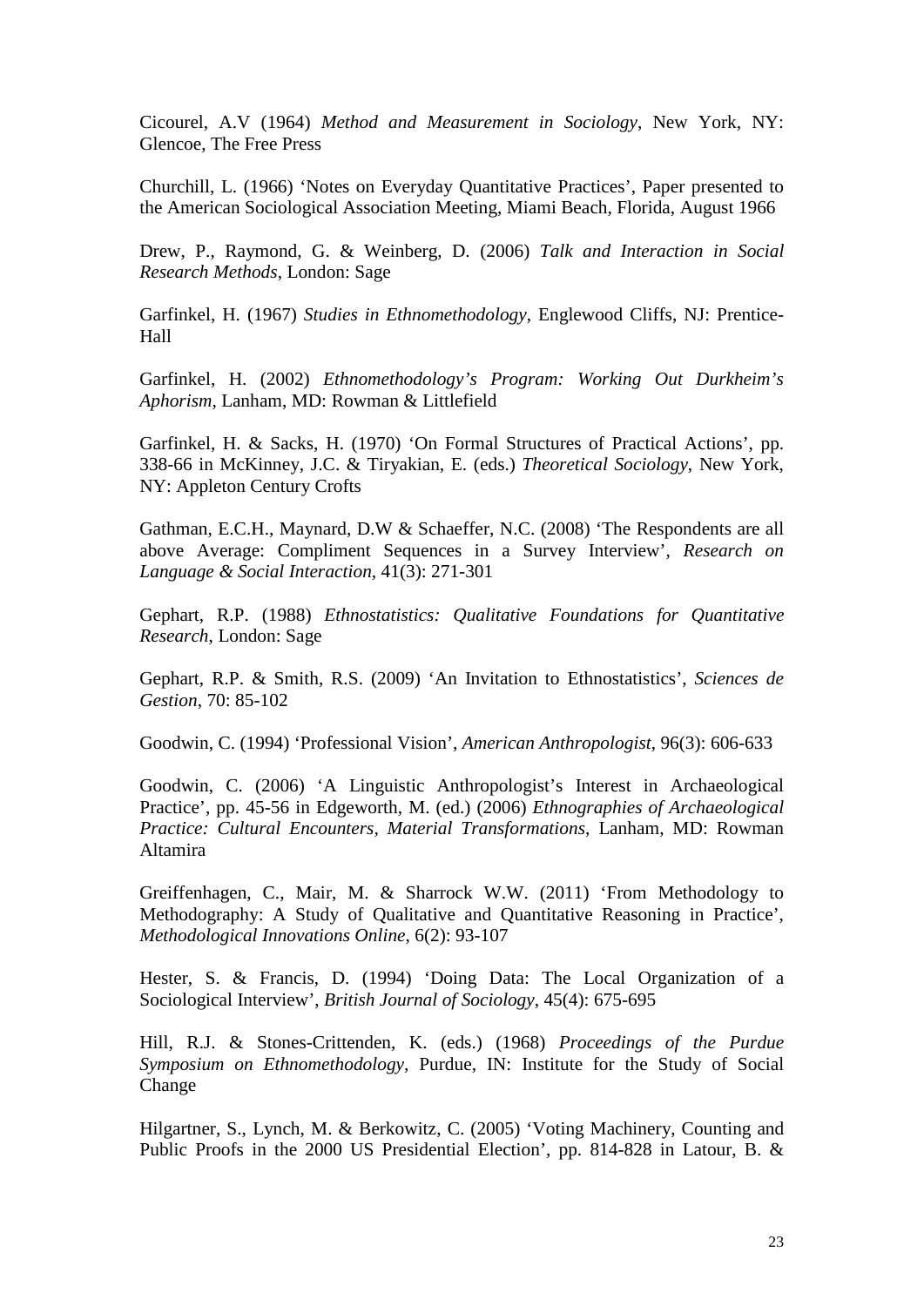Cicourel, A.V (1964) *Method and Measurement in Sociology*, New York, NY: Glencoe, The Free Press

Churchill, L. (1966) 'Notes on Everyday Quantitative Practices', Paper presented to the American Sociological Association Meeting, Miami Beach, Florida, August 1966

Drew, P., Raymond, G. & Weinberg, D. (2006) *Talk and Interaction in Social Research Methods*, London: Sage

Garfinkel, H. (1967) *Studies in Ethnomethodology*, Englewood Cliffs, NJ: Prentice-Hall

Garfinkel, H. (2002) *Ethnomethodology's Program: Working Out Durkheim's Aphorism*, Lanham, MD: Rowman & Littlefield

Garfinkel, H. & Sacks, H. (1970) 'On Formal Structures of Practical Actions', pp. 338-66 in McKinney, J.C. & Tiryakian, E. (eds.) *Theoretical Sociology*, New York, NY: Appleton Century Crofts

Gathman, E.C.H., Maynard, D.W & Schaeffer, N.C. (2008) 'The Respondents are all above Average: Compliment Sequences in a Survey Interview', *Research on Language & Social Interaction*, 41(3): 271-301

Gephart, R.P. (1988) *Ethnostatistics: Qualitative Foundations for Quantitative Research*, London: Sage

Gephart, R.P. & Smith, R.S. (2009) 'An Invitation to Ethnostatistics', *Sciences de Gestion*, 70: 85-102

Goodwin, C. (1994) 'Professional Vision', *American Anthropologist*, 96(3): 606-633

Goodwin, C. (2006) 'A Linguistic Anthropologist's Interest in Archaeological Practice', pp. 45-56 in Edgeworth, M. (ed.) (2006) *Ethnographies of Archaeological Practice: Cultural Encounters, Material Transformations*, Lanham, MD: Rowman Altamira

Greiffenhagen, C., Mair, M. & Sharrock W.W. (2011) 'From Methodology to Methodography: A Study of Qualitative and Quantitative Reasoning in Practice', *Methodological Innovations Online*, 6(2): 93-107

Hester, S. & Francis, D. (1994) 'Doing Data: The Local Organization of a Sociological Interview', *British Journal of Sociology*, 45(4): 675-695

Hill, R.J. & Stones-Crittenden, K. (eds.) (1968) *Proceedings of the Purdue Symposium on Ethnomethodology*, Purdue, IN: Institute for the Study of Social Change

Hilgartner, S., Lynch, M. & Berkowitz, C. (2005) 'Voting Machinery, Counting and Public Proofs in the 2000 US Presidential Election', pp. 814-828 in Latour, B. &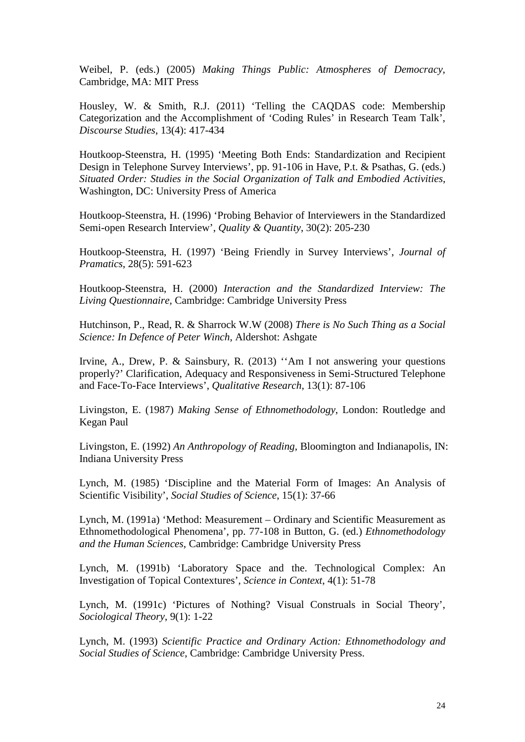Weibel, P. (eds.) (2005) *Making Things Public: Atmospheres of Democracy*, Cambridge, MA: MIT Press

Housley, W. & Smith, R.J. (2011) 'Telling the CAQDAS code: Membership Categorization and the Accomplishment of 'Coding Rules' in Research Team Talk', *Discourse Studies*, 13(4): 417-434

Houtkoop-Steenstra, H. (1995) 'Meeting Both Ends: Standardization and Recipient Design in Telephone Survey Interviews', pp. 91-106 in Have, P.t. & Psathas, G. (eds.) *Situated Order: Studies in the Social Organization of Talk and Embodied Activities*, Washington, DC: University Press of America

Houtkoop-Steenstra, H. (1996) 'Probing Behavior of Interviewers in the Standardized Semi-open Research Interview', *Quality & Quantity*, 30(2): 205-230

Houtkoop-Steenstra, H. (1997) 'Being Friendly in Survey Interviews', *Journal of Pramatics*, 28(5): 591-623

Houtkoop-Steenstra, H. (2000) *Interaction and the Standardized Interview: The Living Questionnaire*, Cambridge: Cambridge University Press

Hutchinson, P., Read, R. & Sharrock W.W (2008) *There is No Such Thing as a Social Science: In Defence of Peter Winch*, Aldershot: Ashgate

Irvine, A., Drew, P. & Sainsbury, R. (2013) ''Am I not answering your questions properly?' Clarification, Adequacy and Responsiveness in Semi-Structured Telephone and Face-To-Face Interviews', *Qualitative Research*, 13(1): 87-106

Livingston, E. (1987) *Making Sense of Ethnomethodology*, London: Routledge and Kegan Paul

Livingston, E. (1992) *An Anthropology of Reading*, Bloomington and Indianapolis, IN: Indiana University Press

Lynch, M. (1985) 'Discipline and the Material Form of Images: An Analysis of Scientific Visibility', *Social Studies of Science*, 15(1): 37-66

Lynch, M. (1991a) 'Method: Measurement – Ordinary and Scientific Measurement as Ethnomethodological Phenomena', pp. 77-108 in Button, G. (ed.) *Ethnomethodology and the Human Sciences*, Cambridge: Cambridge University Press

Lynch, M. (1991b) 'Laboratory Space and the. Technological Complex: An Investigation of Topical Contextures', *Science in Context*, 4(1): 51-78

Lynch, M. (1991c) 'Pictures of Nothing? Visual Construals in Social Theory', *Sociological Theory*, 9(1): 1-22

Lynch, M. (1993) *Scientific Practice and Ordinary Action: Ethnomethodology and Social Studies of Science*, Cambridge: Cambridge University Press.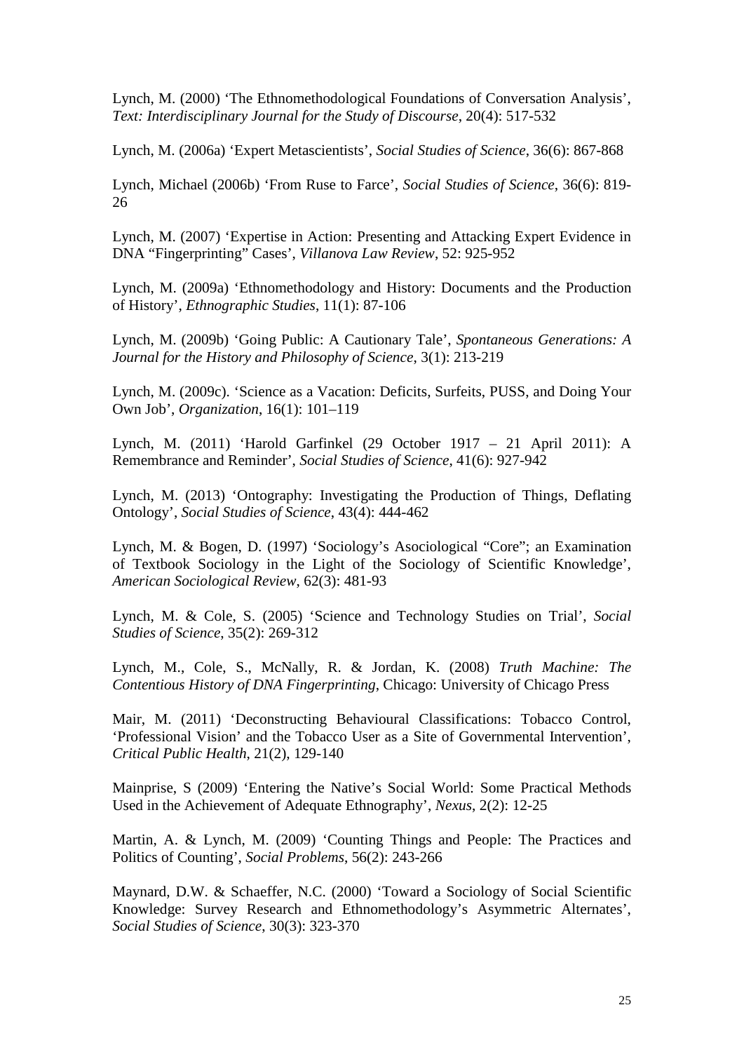Lynch, M. (2000) 'The Ethnomethodological Foundations of Conversation Analysis', *Text: Interdisciplinary Journal for the Study of Discourse*, 20(4): 517-532

Lynch, M. (2006a) 'Expert Metascientists', *Social Studies of Science*, 36(6): 867-868

Lynch, Michael (2006b) 'From Ruse to Farce', *Social Studies of Science*, 36(6): 819-26

Lynch, M. (2007) 'Expertise in Action: Presenting and Attacking Expert Evidence in DNA "Fingerprinting" Cases', *Villanova Law Review*, 52: 925-952

Lynch, M. (2009a) 'Ethnomethodology and History: Documents and the Production of History', *Ethnographic Studies*, 11(1): 87-106

Lynch, M. (2009b) 'Going Public: A Cautionary Tale', *Spontaneous Generations: A Journal for the History and Philosophy of Science*, 3(1): 213-219

Lynch, M. (2009c). 'Science as a Vacation: Deficits, Surfeits, PUSS, and Doing Your Own Job', *Organization*, 16(1): 101–119

Lynch, M. (2011) 'Harold Garfinkel (29 October 1917 – 21 April 2011): A Remembrance and Reminder', *Social Studies of Science*, 41(6): 927-942

Lynch, M. (2013) 'Ontography: Investigating the Production of Things, Deflating Ontology', *Social Studies of Science*, 43(4): 444-462

Lynch, M. & Bogen, D. (1997) 'Sociology's Asociological "Core"; an Examination of Textbook Sociology in the Light of the Sociology of Scientific Knowledge', *American Sociological Review*, 62(3): 481-93

Lynch, M. & Cole, S. (2005) 'Science and Technology Studies on Trial', *Social Studies of Science*, 35(2): 269-312

Lynch, M., Cole, S., McNally, R. & Jordan, K. (2008) *Truth Machine: The Contentious History of DNA Fingerprinting*, Chicago: University of Chicago Press

Mair, M. (2011) 'Deconstructing Behavioural Classifications: Tobacco Control, 'Professional Vision' and the Tobacco User as a Site of Governmental Intervention', *Critical Public Health*, 21(2), 129-140

Mainprise, S (2009) 'Entering the Native's Social World: Some Practical Methods Used in the Achievement of Adequate Ethnography', *Nexus*, 2(2): 12-25

Martin, A. & Lynch, M. (2009) 'Counting Things and People: The Practices and Politics of Counting', *Social Problems*, 56(2): 243-266

Maynard, D.W. & Schaeffer, N.C. (2000) 'Toward a Sociology of Social Scientific Knowledge: Survey Research and Ethnomethodology's Asymmetric Alternates', *Social Studies of Science*, 30(3): 323-370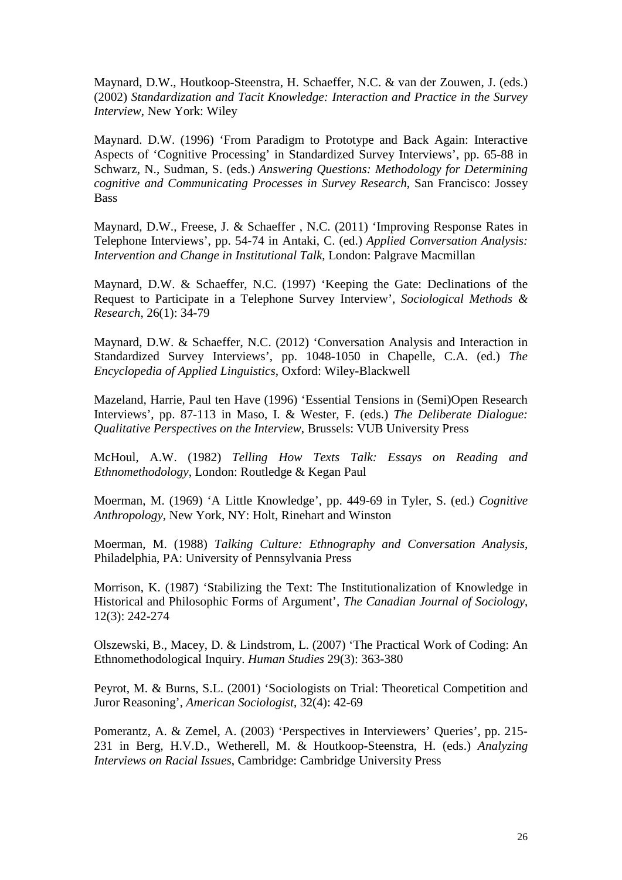Maynard, D.W., Houtkoop-Steenstra, H. Schaeffer, N.C. & van der Zouwen, J. (eds.) (2002) *Standardization and Tacit Knowledge: Interaction and Practice in the Survey Interview*, New York: Wiley

Maynard. D.W. (1996) 'From Paradigm to Prototype and Back Again: Interactive Aspects of 'Cognitive Processing' in Standardized Survey Interviews', pp. 65-88 in Schwarz, N., Sudman, S. (eds.) *Answering Questions: Methodology for Determining cognitive and Communicating Processes in Survey Research*, San Francisco: Jossey Bass

Maynard, D.W., Freese, J. & Schaeffer , N.C. (2011) 'Improving Response Rates in Telephone Interviews', pp. 54-74 in Antaki, C. (ed.) *Applied Conversation Analysis: Intervention and Change in Institutional Talk*, London: Palgrave Macmillan

Maynard, D.W. & Schaeffer, N.C. (1997) 'Keeping the Gate: Declinations of the Request to Participate in a Telephone Survey Interview', *Sociological Methods & Research*, 26(1): 34-79

Maynard, D.W. & Schaeffer, N.C. (2012) 'Conversation Analysis and Interaction in Standardized Survey Interviews', pp. 1048-1050 in Chapelle, C.A. (ed.) *The Encyclopedia of Applied Linguistics*, Oxford: Wiley-Blackwell

Mazeland, Harrie, Paul ten Have (1996) 'Essential Tensions in (Semi)Open Research Interviews', pp. 87-113 in Maso, I. & Wester, F. (eds.) *The Deliberate Dialogue: Qualitative Perspectives on the Interview*, Brussels: VUB University Press

McHoul, A.W. (1982) *Telling How Texts Talk: Essays on Reading and Ethnomethodology*, London: Routledge & Kegan Paul

Moerman, M. (1969) 'A Little Knowledge', pp. 449-69 in Tyler, S. (ed.) *Cognitive Anthropology*, New York, NY: Holt, Rinehart and Winston

Moerman, M. (1988) *Talking Culture: Ethnography and Conversation Analysis*, Philadelphia, PA: University of Pennsylvania Press

Morrison, K. (1987) 'Stabilizing the Text: The Institutionalization of Knowledge in Historical and Philosophic Forms of Argument', *The Canadian Journal of Sociology*, 12(3): 242-274

Olszewski, B., Macey, D. & Lindstrom, L. (2007) 'The Practical Work of Coding: An Ethnomethodological Inquiry. *Human Studies* 29(3): 363-380

Peyrot, M. & Burns, S.L. (2001) 'Sociologists on Trial: Theoretical Competition and Juror Reasoning', *American Sociologist*, 32(4): 42-69

Pomerantz, A. & Zemel, A. (2003) 'Perspectives in Interviewers' Queries', pp. 215-231 in Berg, H.V.D., Wetherell, M. & Houtkoop-Steenstra, H. (eds.) *Analyzing Interviews on Racial Issues*, Cambridge: Cambridge University Press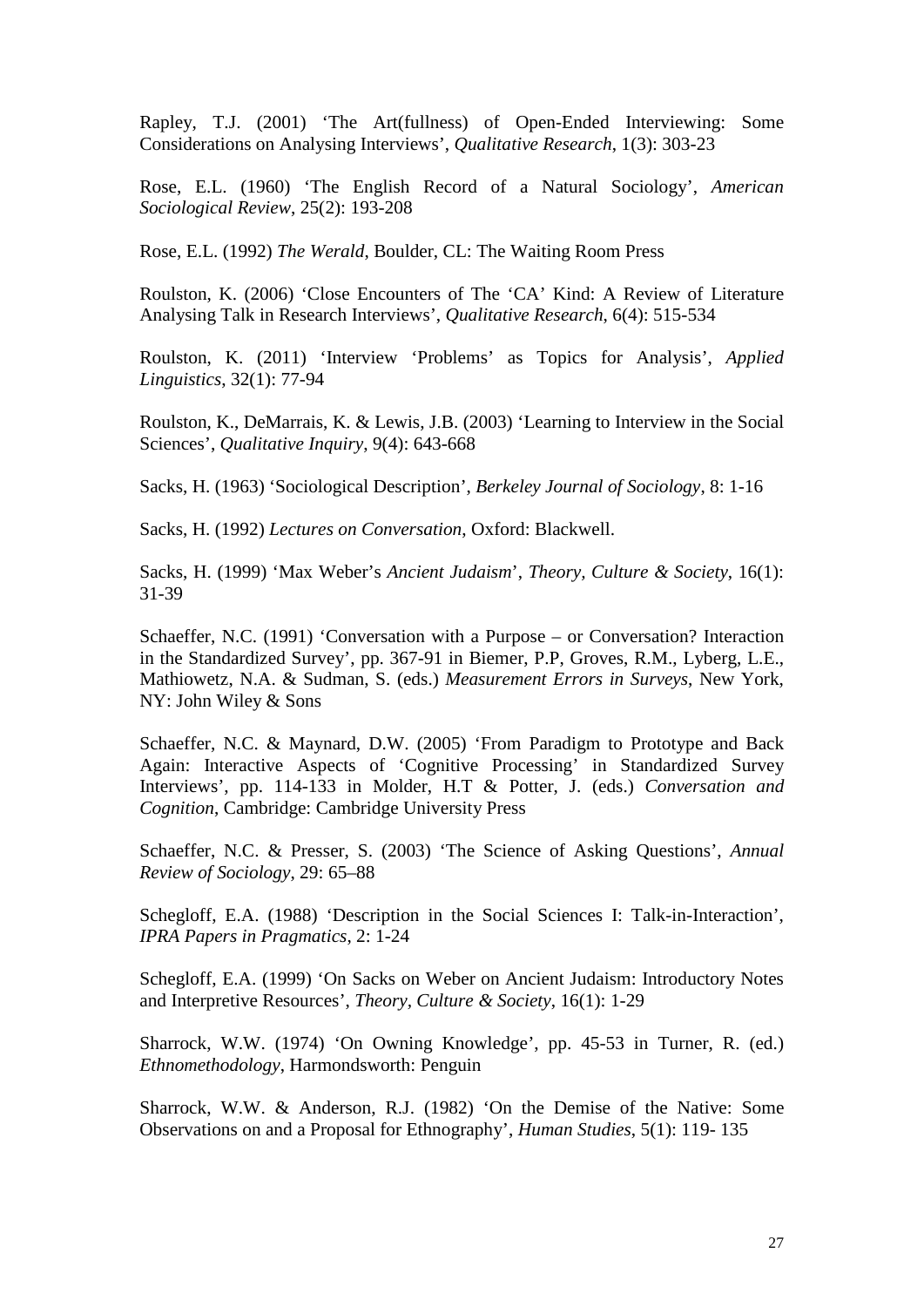Rapley, T.J. (2001) 'The Art(fullness) of Open-Ended Interviewing: Some Considerations on Analysing Interviews', *Qualitative Research*, 1(3): 303-23

Rose, E.L. (1960) 'The English Record of a Natural Sociology', *American Sociological Review*, 25(2): 193-208

Rose, E.L. (1992) *The Werald*, Boulder, CL: The Waiting Room Press

Roulston, K. (2006) 'Close Encounters of The 'CA' Kind: A Review of Literature Analysing Talk in Research Interviews', *Qualitative Research*, 6(4): 515-534

Roulston, K. (2011) 'Interview 'Problems' as Topics for Analysis', *Applied Linguistics*, 32(1): 77-94

Roulston, K., DeMarrais, K. & Lewis, J.B. (2003) 'Learning to Interview in the Social Sciences', *Qualitative Inquiry*, 9(4): 643-668

Sacks, H. (1963) 'Sociological Description', *Berkeley Journal of Sociology*, 8: 1-16

Sacks, H. (1992) *Lectures on Conversation*, Oxford: Blackwell.

Sacks, H. (1999) 'Max Weber's *Ancient Judaism*', *Theory, Culture & Society*, 16(1): 31-39

Schaeffer, N.C. (1991) 'Conversation with a Purpose – or Conversation? Interaction in the Standardized Survey', pp. 367-91 in Biemer, P.P, Groves, R.M., Lyberg, L.E., Mathiowetz, N.A. & Sudman, S. (eds.) *Measurement Errors in Surveys*, New York, NY: John Wiley & Sons

Schaeffer, N.C. & Maynard, D.W. (2005) 'From Paradigm to Prototype and Back Again: Interactive Aspects of 'Cognitive Processing' in Standardized Survey Interviews', pp. 114-133 in Molder, H.T & Potter, J. (eds.) *Conversation and Cognition*, Cambridge: Cambridge University Press

Schaeffer, N.C. & Presser, S. (2003) 'The Science of Asking Questions', *Annual Review of Sociology*, 29: 65–88

Schegloff, E.A. (1988) 'Description in the Social Sciences I: Talk-in-Interaction', *IPRA Papers in Pragmatics*, 2: 1-24

Schegloff, E.A. (1999) 'On Sacks on Weber on Ancient Judaism: Introductory Notes and Interpretive Resources', *Theory, Culture & Society*, 16(1): 1-29

Sharrock, W.W. (1974) 'On Owning Knowledge', pp. 45-53 in Turner, R. (ed.) *Ethnomethodology*, Harmondsworth: Penguin

Sharrock, W.W. & Anderson, R.J. (1982) 'On the Demise of the Native: Some Observations on and a Proposal for Ethnography', *Human Studies*, 5(1): 119- 135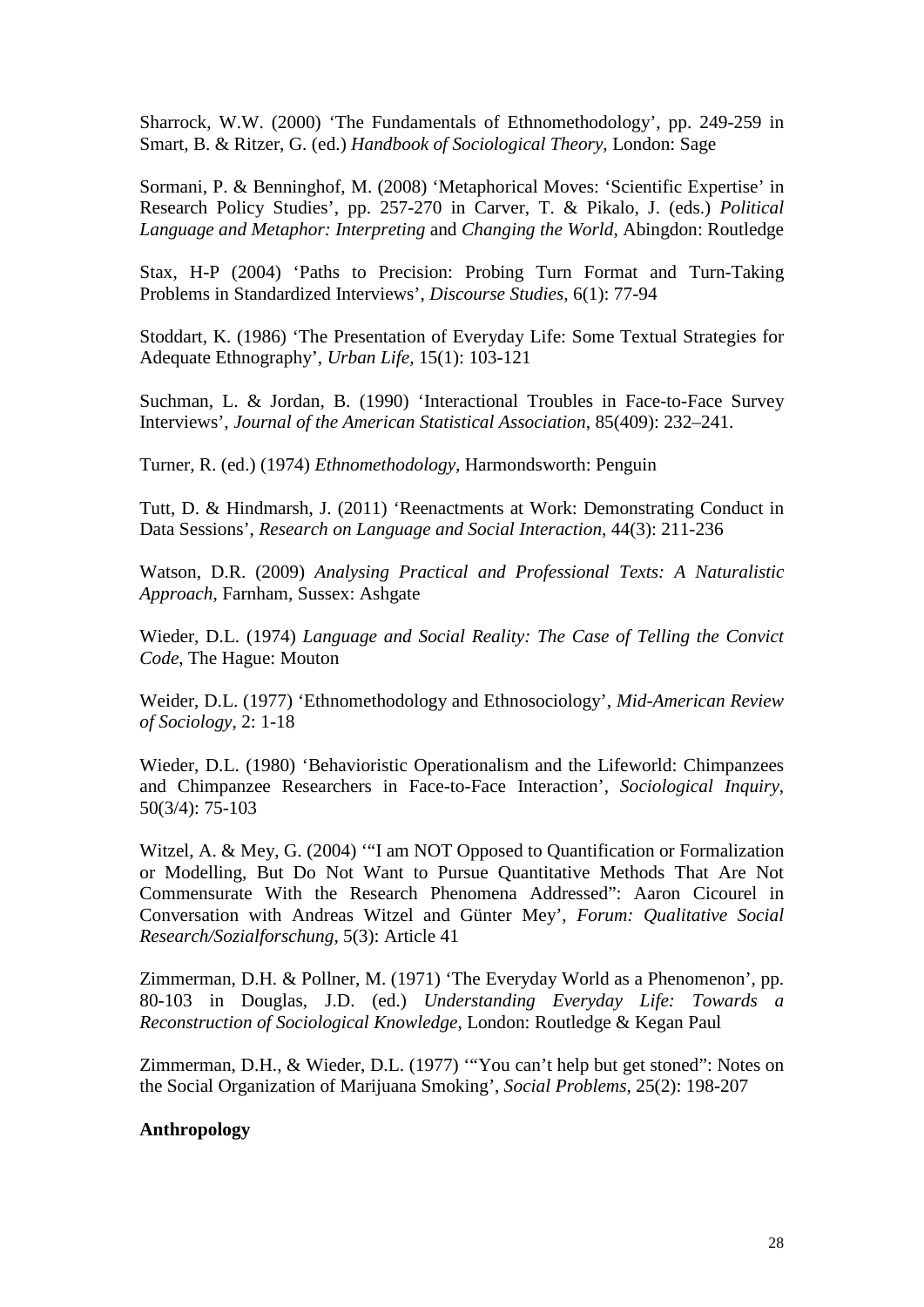Sharrock, W.W. (2000) 'The Fundamentals of Ethnomethodology', pp. 249-259 in Smart, B. & Ritzer, G. (ed.) *Handbook of Sociological Theory*, London: Sage

Sormani, P. & Benninghof, M. (2008) 'Metaphorical Moves: 'Scientific Expertise' in Research Policy Studies', pp. 257-270 in Carver, T. & Pikalo, J. (eds.) *Political Language and Metaphor: Interpreting* and *Changing the World*, Abingdon: Routledge

Stax, H-P (2004) 'Paths to Precision: Probing Turn Format and Turn-Taking Problems in Standardized Interviews', *Discourse Studies*, 6(1): 77-94

Stoddart, K. (1986) 'The Presentation of Everyday Life: Some Textual Strategies for Adequate Ethnography', *Urban Life*, 15(1): 103-121

Suchman, L. & Jordan, B. (1990) 'Interactional Troubles in Face-to-Face Survey Interviews', *Journal of the American Statistical Association*, 85(409): 232–241.

Turner, R. (ed.) (1974) *Ethnomethodology*, Harmondsworth: Penguin

Tutt, D. & Hindmarsh, J. (2011) 'Reenactments at Work: Demonstrating Conduct in Data Sessions', *Research on Language and Social Interaction*, 44(3): 211-236

Watson, D.R. (2009) *Analysing Practical and Professional Texts: A Naturalistic Approach*, Farnham, Sussex: Ashgate

Wieder, D.L. (1974) *Language and Social Reality: The Case of Telling the Convict Code*, The Hague: Mouton

Weider, D.L. (1977) 'Ethnomethodology and Ethnosociology', *Mid-American Review of Sociology*, 2: 1-18

Wieder, D.L. (1980) 'Behavioristic Operationalism and the Lifeworld: Chimpanzees and Chimpanzee Researchers in Face-to-Face Interaction', *Sociological Inquiry*, 50(3/4): 75-103

Witzel, A. & Mey, G. (2004) '"I am NOT Opposed to Quantification or Formalization or Modelling, But Do Not Want to Pursue Quantitative Methods That Are Not Commensurate With the Research Phenomena Addressed": Aaron Cicourel in Conversation with Andreas Witzel and Günter Mey', *Forum: Qualitative Social Research/Sozialforschung*, 5(3): Article 41

Zimmerman, D.H. & Pollner, M. (1971) 'The Everyday World as a Phenomenon', pp. 80-103 in Douglas, J.D. (ed.) *Understanding Everyday Life: Towards a Reconstruction of Sociological Knowledge*, London: Routledge & Kegan Paul

Zimmerman, D.H., & Wieder, D.L. (1977) '"You can't help but get stoned": Notes on the Social Organization of Marijuana Smoking', *Social Problems*, 25(2): 198-207

**Anthropology**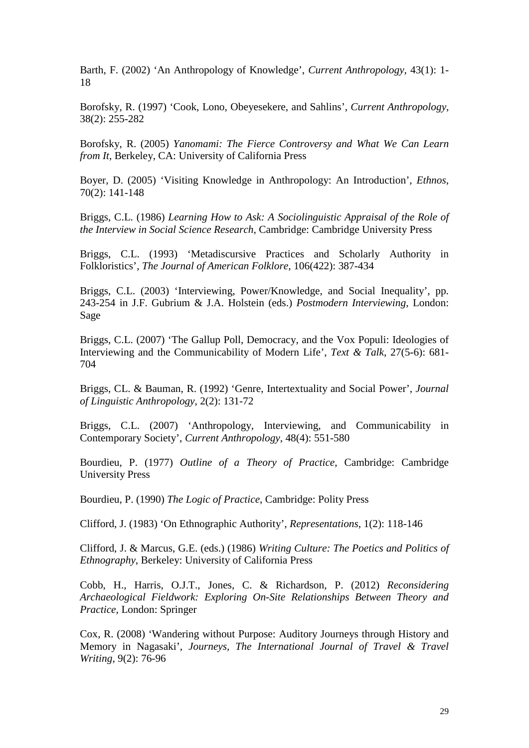Barth, F. (2002) 'An Anthropology of Knowledge', *Current Anthropology*, 43(1): 1-18

Borofsky, R. (1997) 'Cook, Lono, Obeyesekere, and Sahlins', *Current Anthropology*, 38(2): 255-282

Borofsky, R. (2005) *Yanomami: The Fierce Controversy and What We Can Learn from It*, Berkeley, CA: University of California Press

Boyer, D. (2005) 'Visiting Knowledge in Anthropology: An Introduction', *Ethnos*, 70(2): 141-148

Briggs, C.L. (1986) *Learning How to Ask: A Sociolinguistic Appraisal of the Role of the Interview in Social Science Research*, Cambridge: Cambridge University Press

Briggs, C.L. (1993) 'Metadiscursive Practices and Scholarly Authority in Folkloristics', *The Journal of American Folklore*, 106(422): 387-434

Briggs, C.L. (2003) 'Interviewing, Power/Knowledge, and Social Inequality', pp. 243-254 in J.F. Gubrium & J.A. Holstein (eds.) *Postmodern Interviewing*, London: Sage

Briggs, C.L. (2007) 'The Gallup Poll, Democracy, and the Vox Populi: Ideologies of Interviewing and the Communicability of Modern Life', *Text & Talk*, 27(5-6): 681-704

Briggs, CL. & Bauman, R. (1992) 'Genre, Intertextuality and Social Power', *Journal of Linguistic Anthropology*, 2(2): 131-72

Briggs, C.L. (2007) 'Anthropology, Interviewing, and Communicability in Contemporary Society', *Current Anthropology*, 48(4): 551-580

Bourdieu, P. (1977) *Outline of a Theory of Practice*, Cambridge: Cambridge University Press

Bourdieu, P. (1990) *The Logic of Practice*, Cambridge: Polity Press

Clifford, J. (1983) 'On Ethnographic Authority', *Representations*, 1(2): 118-146

Clifford, J. & Marcus, G.E. (eds.) (1986) *Writing Culture: The Poetics and Politics of Ethnography*, Berkeley: University of California Press

Cobb, H., Harris, O.J.T., Jones, C. & Richardson, P. (2012) *Reconsidering Archaeological Fieldwork: Exploring On-Site Relationships Between Theory and Practice*, London: Springer

Cox, R. (2008) 'Wandering without Purpose: Auditory Journeys through History and Memory in Nagasaki', *Journeys, The International Journal of Travel & Travel Writing*, 9(2): 76-96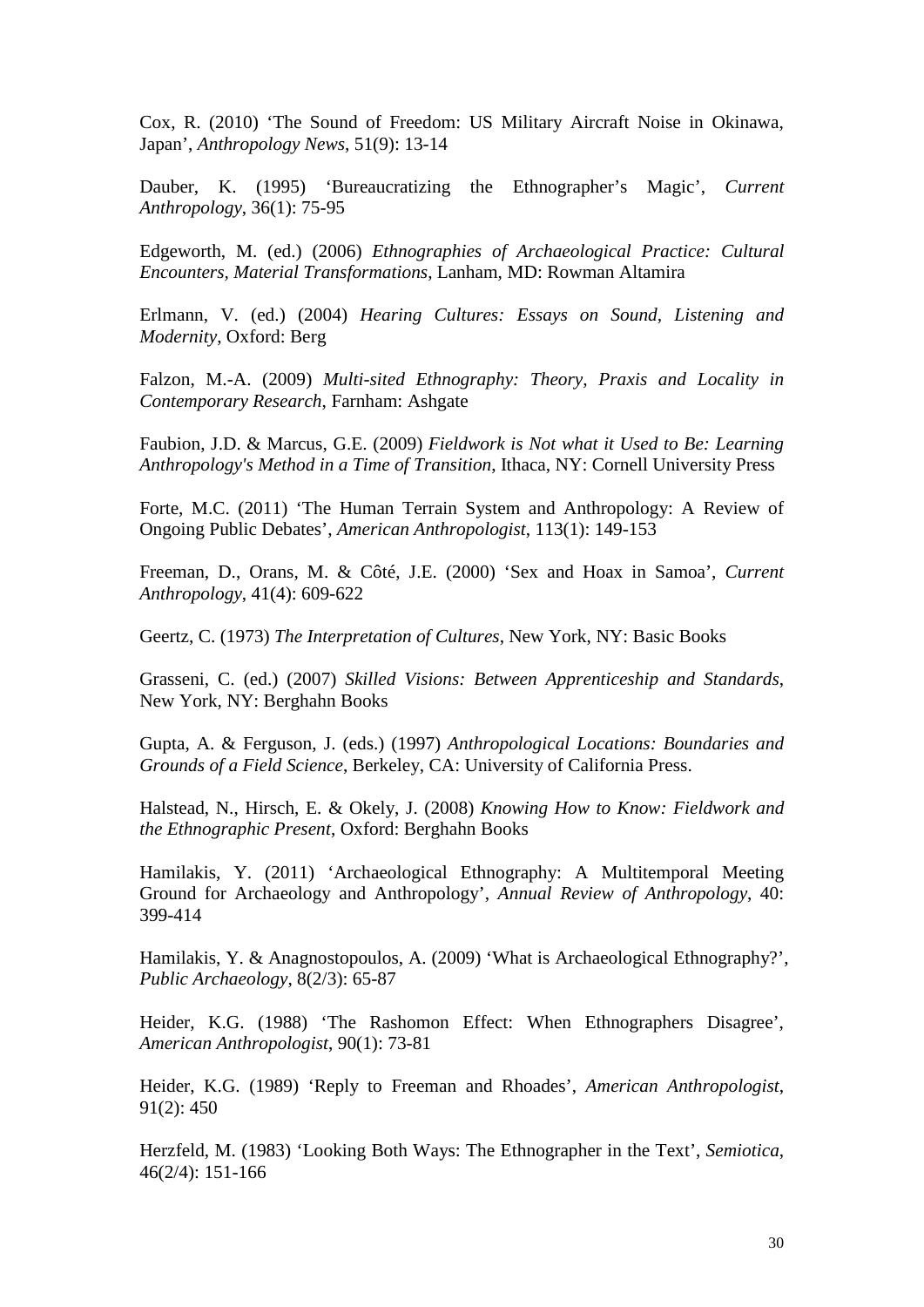Cox, R. (2010) ‘The Sound of Freedom: US Military Aircraft Noise in Okinawa, Japan’, *Anthropology News*, 51(9): 13-14

Dauber, K. (1995) ‘Bureaucratizing the Ethnographer’s Magic’, *Current Anthropology*, 36(1): 75-95

Edgeworth, M. (ed.) (2006) *Ethnographies of Archaeological Practice: Cultural Encounters, Material Transformations*, Lanham, MD: Rowman Altamira

Erlmann, V. (ed.) (2004) *Hearing Cultures: Essays on Sound, Listening and Modernity*, Oxford: Berg

Falzon, M.-A. (2009) *Multi-sited Ethnography: Theory, Praxis and Locality in Contemporary Research*, Farnham: Ashgate

Faubion, J.D. & Marcus, G.E. (2009) *Fieldwork is Not what it Used to Be: Learning Anthropology's Method in a Time of Transition*, Ithaca, NY: Cornell University Press

Forte, M.C. (2011) ‘The Human Terrain System and Anthropology: A Review of Ongoing Public Debates’, *American Anthropologist*, 113(1): 149-153

Freeman, D., Orans, M. & Côté, J.E. (2000) ‘Sex and Hoax in Samoa’, *Current Anthropology*, 41(4): 609-622

Geertz, C. (1973) *The Interpretation of Cultures*, New York, NY: Basic Books

Grasseni, C. (ed.) (2007) *Skilled Visions: Between Apprenticeship and Standards*, New York, NY: Berghahn Books

Gupta, A. & Ferguson, J. (eds.) (1997) *Anthropological Locations: Boundaries and Grounds of a Field Science*, Berkeley, CA: University of California Press.

Halstead, N., Hirsch, E. & Okely, J. (2008) *Knowing How to Know: Fieldwork and the Ethnographic Present*, Oxford: Berghahn Books

Hamilakis, Y. (2011) ‘Archaeological Ethnography: A Multitemporal Meeting Ground for Archaeology and Anthropology’, *Annual Review of Anthropology*, 40: 399-414

Hamilakis, Y. & Anagnostopoulos, A. (2009) ‘What is Archaeological Ethnography?’, *Public Archaeology*, 8(2/3): 65-87

Heider, K.G. (1988) ‘The Rashomon Effect: When Ethnographers Disagree’, *American Anthropologist*, 90(1): 73-81

Heider, K.G. (1989) ‘Reply to Freeman and Rhoades’, *American Anthropologist*, 91(2): 450

Herzfeld, M. (1983) ‘Looking Both Ways: The Ethnographer in the Text’, *Semiotica*, 46(2/4): 151-166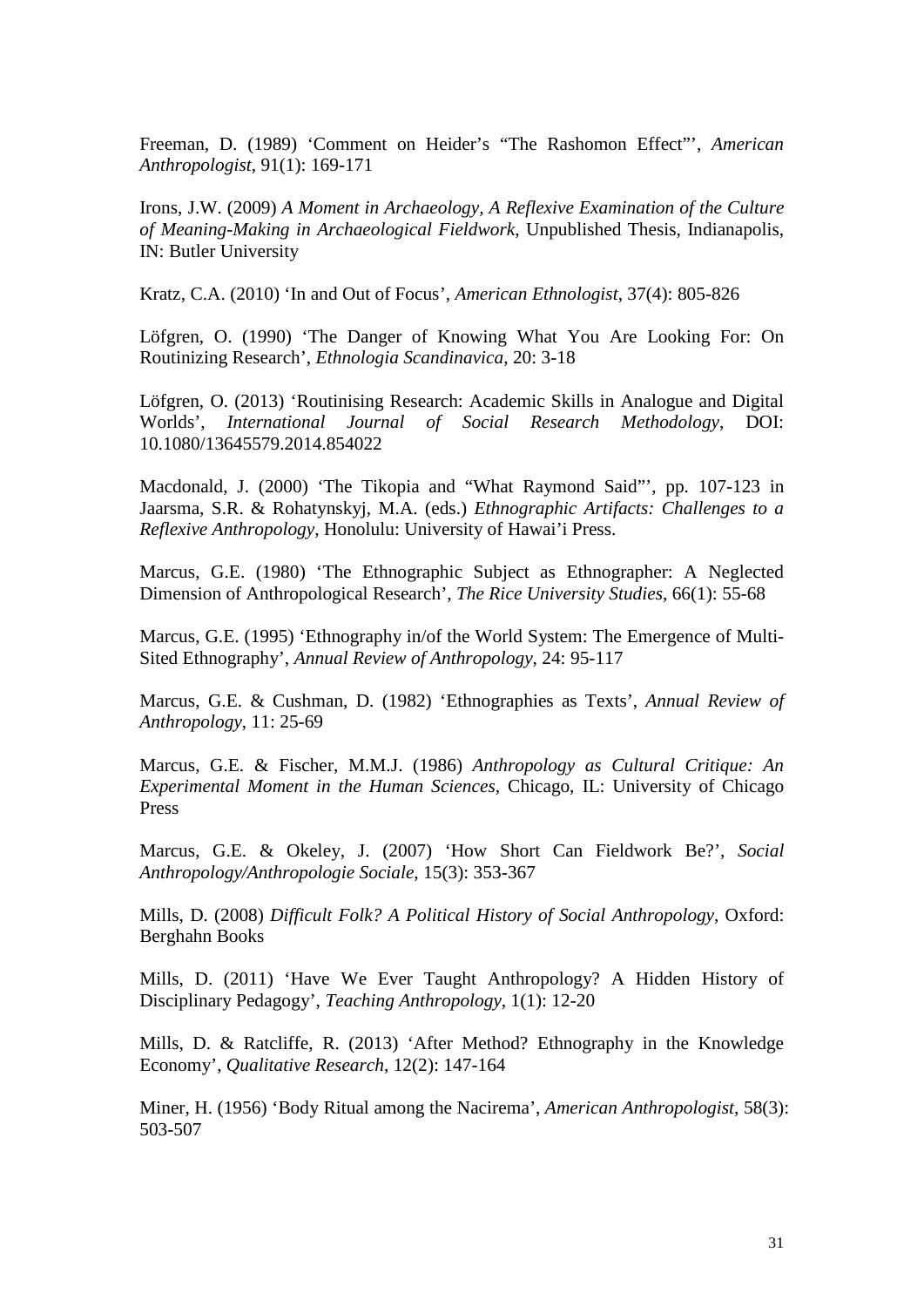Freeman, D. (1989) 'Comment on Heider's "The Rashomon Effect"', *American Anthropologist*, 91(1): 169-171

Irons, J.W. (2009) *A Moment in Archaeology, A Reflexive Examination of the Culture of Meaning-Making in Archaeological Fieldwork*, Unpublished Thesis, Indianapolis, IN: Butler University

Kratz, C.A. (2010) 'In and Out of Focus', *American Ethnologist*, 37(4): 805-826

Löfgren, O. (1990) 'The Danger of Knowing What You Are Looking For: On Routinizing Research', *Ethnologia Scandinavica*, 20: 3-18

Löfgren, O. (2013) 'Routinising Research: Academic Skills in Analogue and Digital Worlds', *International Journal of Social Research Methodology*, DOI: 10.1080/13645579.2014.854022

Macdonald, J. (2000) 'The Tikopia and "What Raymond Said"', pp. 107-123 in Jaarsma, S.R. & Rohatynskyj, M.A. (eds.) *Ethnographic Artifacts: Challenges to a Reflexive Anthropology*, Honolulu: University of Hawai'i Press.

Marcus, G.E. (1980) 'The Ethnographic Subject as Ethnographer: A Neglected Dimension of Anthropological Research', *The Rice University Studies*, 66(1): 55-68

Marcus, G.E. (1995) 'Ethnography in/of the World System: The Emergence of Multi-Sited Ethnography', *Annual Review of Anthropology*, 24: 95-117

Marcus, G.E. & Cushman, D. (1982) 'Ethnographies as Texts', *Annual Review of Anthropology*, 11: 25-69

Marcus, G.E. & Fischer, M.M.J. (1986) *Anthropology as Cultural Critique: An Experimental Moment in the Human Sciences*, Chicago, IL: University of Chicago Press

Marcus, G.E. & Okeley, J. (2007) 'How Short Can Fieldwork Be?', *Social Anthropology/Anthropologie Sociale*, 15(3): 353-367

Mills, D. (2008) *Difficult Folk? A Political History of Social Anthropology*, Oxford: Berghahn Books

Mills, D. (2011) 'Have We Ever Taught Anthropology? A Hidden History of Disciplinary Pedagogy', *Teaching Anthropology*, 1(1): 12-20

Mills, D. & Ratcliffe, R. (2013) 'After Method? Ethnography in the Knowledge Economy', *Qualitative Research*, 12(2): 147-164

Miner, H. (1956) 'Body Ritual among the Nacirema', *American Anthropologist*, 58(3): 503-507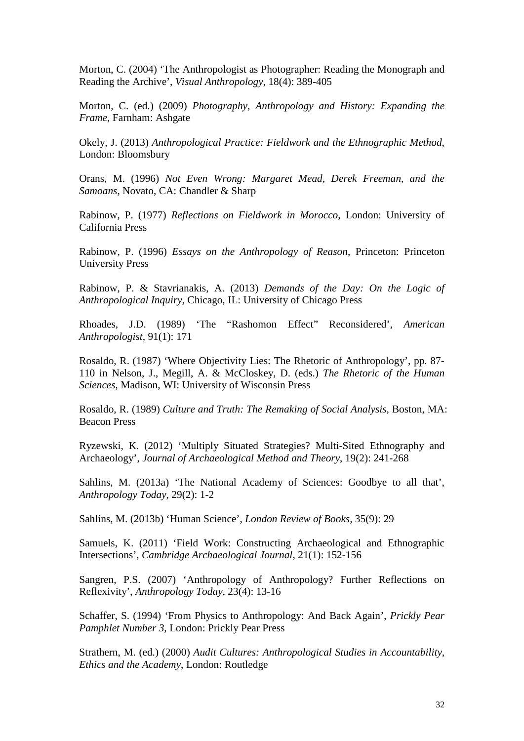Morton, C. (2004) ‘The Anthropologist as Photographer: Reading the Monograph and Reading the Archive’, *Visual Anthropology*, 18(4): 389-405

Morton, C. (ed.) (2009) *Photography, Anthropology and History: Expanding the Frame*, Farnham: Ashgate

Okely, J. (2013) *Anthropological Practice: Fieldwork and the Ethnographic Method*, London: Bloomsbury

Orans, M. (1996) *Not Even Wrong: Margaret Mead, Derek Freeman, and the Samoans*, Novato, CA: Chandler & Sharp

Rabinow, P. (1977) *Reflections on Fieldwork in Morocco*, London: University of California Press

Rabinow, P. (1996) *Essays on the Anthropology of Reason*, Princeton: Princeton University Press

Rabinow, P. & Stavrianakis, A. (2013) *Demands of the Day: On the Logic of Anthropological Inquiry*, Chicago, IL: University of Chicago Press

Rhoades, J.D. (1989) ‘The “Rashomon Effect” Reconsidered’, *American Anthropologist*, 91(1): 171

Rosaldo, R. (1987) ‘Where Objectivity Lies: The Rhetoric of Anthropology’, pp. 87-110 in Nelson, J., Megill, A. & McCloskey, D. (eds.) *The Rhetoric of the Human Sciences*, Madison, WI: University of Wisconsin Press

Rosaldo, R. (1989) *Culture and Truth: The Remaking of Social Analysis*, Boston, MA: Beacon Press

Ryzewski, K. (2012) ‘Multiply Situated Strategies? Multi-Sited Ethnography and Archaeology’, *Journal of Archaeological Method and Theory*, 19(2): 241-268

Sahlins, M. (2013a) ‘The National Academy of Sciences: Goodbye to all that’, *Anthropology Today*, 29(2): 1-2

Sahlins, M. (2013b) ‘Human Science’, *London Review of Books*, 35(9): 29

Samuels, K. (2011) ‘Field Work: Constructing Archaeological and Ethnographic Intersections’, *Cambridge Archaeological Journal*, 21(1): 152-156

Sangren, P.S. (2007) ‘Anthropology of Anthropology? Further Reflections on Reflexivity’, *Anthropology Today*, 23(4): 13-16

Schaffer, S. (1994) ‘From Physics to Anthropology: And Back Again’, *Prickly Pear Pamphlet Number 3*, London: Prickly Pear Press

Strathern, M. (ed.) (2000) *Audit Cultures: Anthropological Studies in Accountability, Ethics and the Academy*, London: Routledge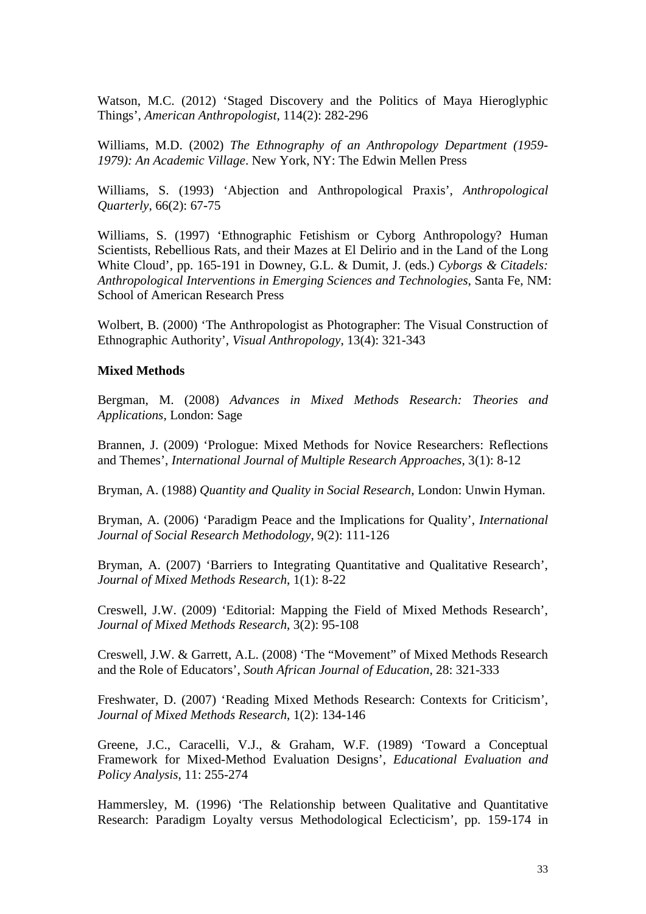Watson, M.C. (2012) 'Staged Discovery and the Politics of Maya Hieroglyphic Things', *American Anthropologist*, 114(2): 282-296

Williams, M.D. (2002) *The Ethnography of an Anthropology Department (1959-1979): An Academic Village*. New York, NY: The Edwin Mellen Press

Williams, S. (1993) 'Abjection and Anthropological Praxis', *Anthropological Quarterly*, 66(2): 67-75

Williams, S. (1997) 'Ethnographic Fetishism or Cyborg Anthropology? Human Scientists, Rebellious Rats, and their Mazes at El Delirio and in the Land of the Long White Cloud', pp. 165-191 in Downey, G.L. & Dumit, J. (eds.) *Cyborgs & Citadels: Anthropological Interventions in Emerging Sciences and Technologies*, Santa Fe, NM: School of American Research Press

Wolbert, B. (2000) 'The Anthropologist as Photographer: The Visual Construction of Ethnographic Authority', *Visual Anthropology*, 13(4): 321-343

**Mixed Methods**

Bergman, M. (2008) *Advances in Mixed Methods Research: Theories and Applications*, London: Sage

Brannen, J. (2009) 'Prologue: Mixed Methods for Novice Researchers: Reflections and Themes', *International Journal of Multiple Research Approaches*, 3(1): 8-12

Bryman, A. (1988) *Quantity and Quality in Social Research*, London: Unwin Hyman.

Bryman, A. (2006) 'Paradigm Peace and the Implications for Quality', *International Journal of Social Research Methodology*, 9(2): 111-126

Bryman, A. (2007) 'Barriers to Integrating Quantitative and Qualitative Research', *Journal of Mixed Methods Research*, 1(1): 8-22

Creswell, J.W. (2009) 'Editorial: Mapping the Field of Mixed Methods Research', *Journal of Mixed Methods Research*, 3(2): 95-108

Creswell, J.W. & Garrett, A.L. (2008) 'The "Movement" of Mixed Methods Research and the Role of Educators', *South African Journal of Education*, 28: 321-333

Freshwater, D. (2007) 'Reading Mixed Methods Research: Contexts for Criticism', *Journal of Mixed Methods Research*, 1(2): 134-146

Greene, J.C., Caracelli, V.J., & Graham, W.F. (1989) 'Toward a Conceptual Framework for Mixed-Method Evaluation Designs', *Educational Evaluation and Policy Analysis*, 11: 255-274

Hammersley, M. (1996) 'The Relationship between Qualitative and Quantitative Research: Paradigm Loyalty versus Methodological Eclecticism', pp. 159-174 in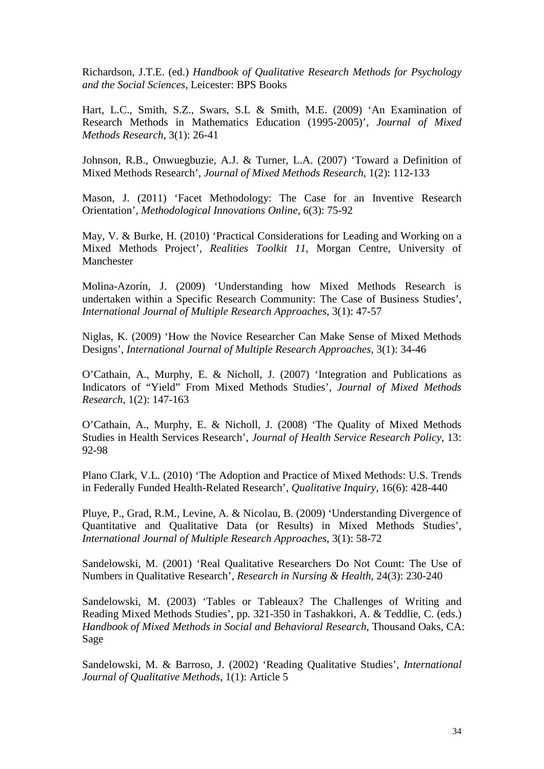Richardson, J.T.E. (ed.) *Handbook of Qualitative Research Methods for Psychology and the Social Sciences*, Leicester: BPS Books

Hart, L.C., Smith, S.Z., Swars, S.L & Smith, M.E. (2009) 'An Examination of Research Methods in Mathematics Education (1995-2005)', *Journal of Mixed Methods Research*, 3(1): 26-41

Johnson, R.B., Onwuegbuzie, A.J. & Turner, L.A. (2007) 'Toward a Definition of Mixed Methods Research', *Journal of Mixed Methods Research*, 1(2): 112-133

Mason, J. (2011) 'Facet Methodology: The Case for an Inventive Research Orientation', *Methodological Innovations Online*, 6(3): 75-92

May, V. & Burke, H. (2010) 'Practical Considerations for Leading and Working on a Mixed Methods Project', *Realities Toolkit 11*, Morgan Centre, University of Manchester

Molina-Azorín, J. (2009) 'Understanding how Mixed Methods Research is undertaken within a Specific Research Community: The Case of Business Studies', *International Journal of Multiple Research Approaches*, 3(1): 47-57

Niglas, K. (2009) 'How the Novice Researcher Can Make Sense of Mixed Methods Designs', *International Journal of Multiple Research Approaches*, 3(1): 34-46

O'Cathain, A., Murphy, E. & Nicholl, J. (2007) 'Integration and Publications as Indicators of "Yield" From Mixed Methods Studies', *Journal of Mixed Methods Research*, 1(2): 147-163

O'Cathain, A., Murphy, E. & Nicholl, J. (2008) 'The Quality of Mixed Methods Studies in Health Services Research', *Journal of Health Service Research Policy*, 13: 92-98

Plano Clark, V.L. (2010) 'The Adoption and Practice of Mixed Methods: U.S. Trends in Federally Funded Health-Related Research', *Qualitative Inquiry*, 16(6): 428-440

Pluye, P., Grad, R.M., Levine, A. & Nicolau, B. (2009) 'Understanding Divergence of Quantitative and Qualitative Data (or Results) in Mixed Methods Studies', *International Journal of Multiple Research Approaches*, 3(1): 58-72

Sandelowski, M. (2001) 'Real Qualitative Researchers Do Not Count: The Use of Numbers in Qualitative Research', *Research in Nursing & Health*, 24(3): 230-240

Sandelowski, M. (2003) 'Tables or Tableaux? The Challenges of Writing and Reading Mixed Methods Studies', pp. 321-350 in Tashakkori, A. & Teddlie, C. (eds.) *Handbook of Mixed Methods in Social and Behavioral Research*, Thousand Oaks, CA: Sage

Sandelowski, M. & Barroso, J. (2002) 'Reading Qualitative Studies', *International Journal of Qualitative Methods*, 1(1): Article 5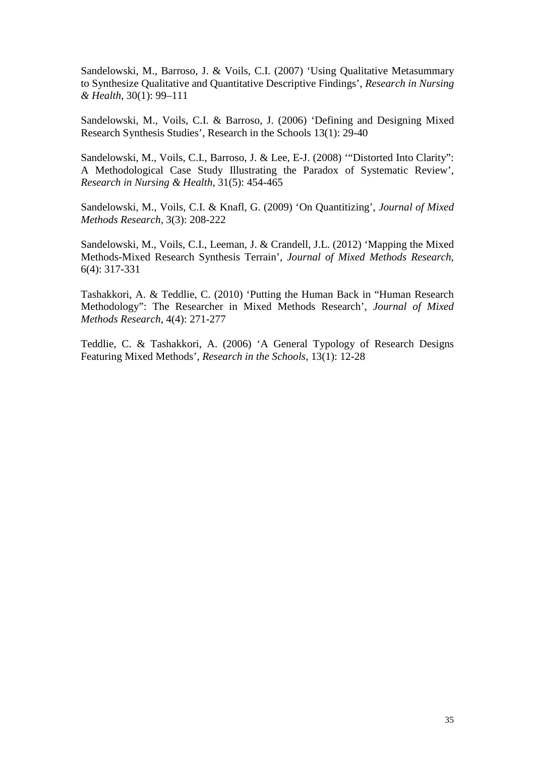Sandelowski, M., Barroso, J. & Voils, C.I. (2007) 'Using Qualitative Metasummary to Synthesize Qualitative and Quantitative Descriptive Findings', *Research in Nursing & Health*, 30(1): 99–111

Sandelowski, M., Voils, C.I. & Barroso, J. (2006) 'Defining and Designing Mixed Research Synthesis Studies', Research in the Schools 13(1): 29-40

Sandelowski, M., Voils, C.I., Barroso, J. & Lee, E-J. (2008) '"Distorted Into Clarity": A Methodological Case Study Illustrating the Paradox of Systematic Review', *Research in Nursing & Health*, 31(5): 454-465

Sandelowski, M., Voils, C.I. & Knafl, G. (2009) 'On Quantitizing', *Journal of Mixed Methods Research*, 3(3): 208-222

Sandelowski, M., Voils, C.I., Leeman, J. & Crandell, J.L. (2012) 'Mapping the Mixed Methods-Mixed Research Synthesis Terrain', *Journal of Mixed Methods Research*, 6(4): 317-331

Tashakkori, A. & Teddlie, C. (2010) 'Putting the Human Back in "Human Research Methodology": The Researcher in Mixed Methods Research', *Journal of Mixed Methods Research*, 4(4): 271-277

Teddlie, C. & Tashakkori, A. (2006) 'A General Typology of Research Designs Featuring Mixed Methods', *Research in the Schools*, 13(1): 12-28